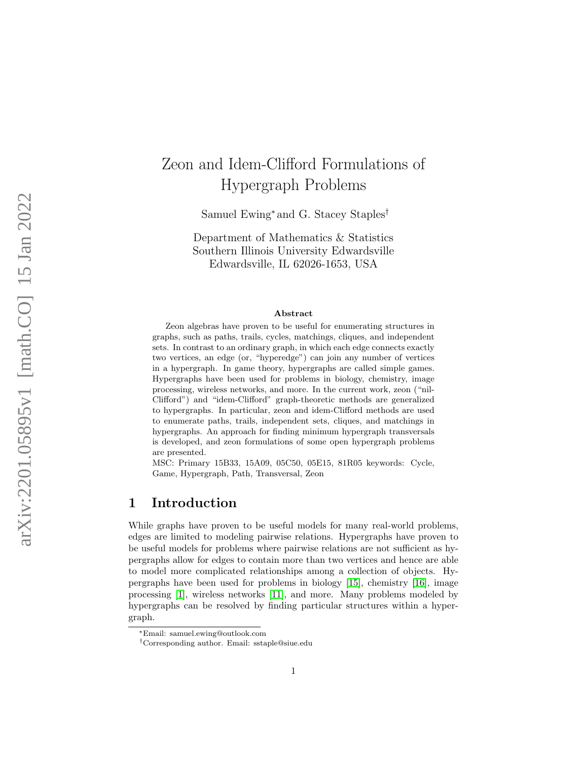# Zeon and Idem-Clifford Formulations of Hypergraph Problems

Samuel Ewing* and G. Stacey Staples†

Department of Mathematics & Statistics
Southern Illinois University Edwardsville
Edwardsville, IL 62026-1653, USA

**Abstract**

Zeon algebras have proven to be useful for enumerating structures in graphs, such as paths, trails, cycles, matchings, cliques, and independent sets. In contrast to an ordinary graph, in which each edge connects exactly two vertices, an edge (or, "hyperedge") can join any number of vertices in a hypergraph. In game theory, hypergraphs are called simple games. Hypergraphs have been used for problems in biology, chemistry, image processing, wireless networks, and more. In the current work, zeon ("nil-Clifford") and "idem-Clifford" graph-theoretic methods are generalized to hypergraphs. In particular, zeon and idem-Clifford methods are used to enumerate paths, trails, independent sets, cliques, and matchings in hypergraphs. An approach for finding minimum hypergraph transversals is developed, and zeon formulations of some open hypergraph problems are presented.

MSC: Primary 15B33, 15A09, 05C50, 05E15, 81R05 keywords: Cycle, Game, Hypergraph, Path, Transversal, Zeon

## 1 Introduction

While graphs have proven to be useful models for many real-world problems, edges are limited to modeling pairwise relations. Hypergraphs have proven to be useful models for problems where pairwise relations are not sufficient as hypergraphs allow for edges to contain more than two vertices and hence are able to model more complicated relationships among a collection of objects. Hypergraphs have been used for problems in biology [15], chemistry [16], image processing [1], wireless networks [11], and more. Many problems modeled by hypergraphs can be resolved by finding particular structures within a hypergraph.

*Email: samuel.ewing@outlook.com

†Corresponding author. Email: sstaple@siue.edu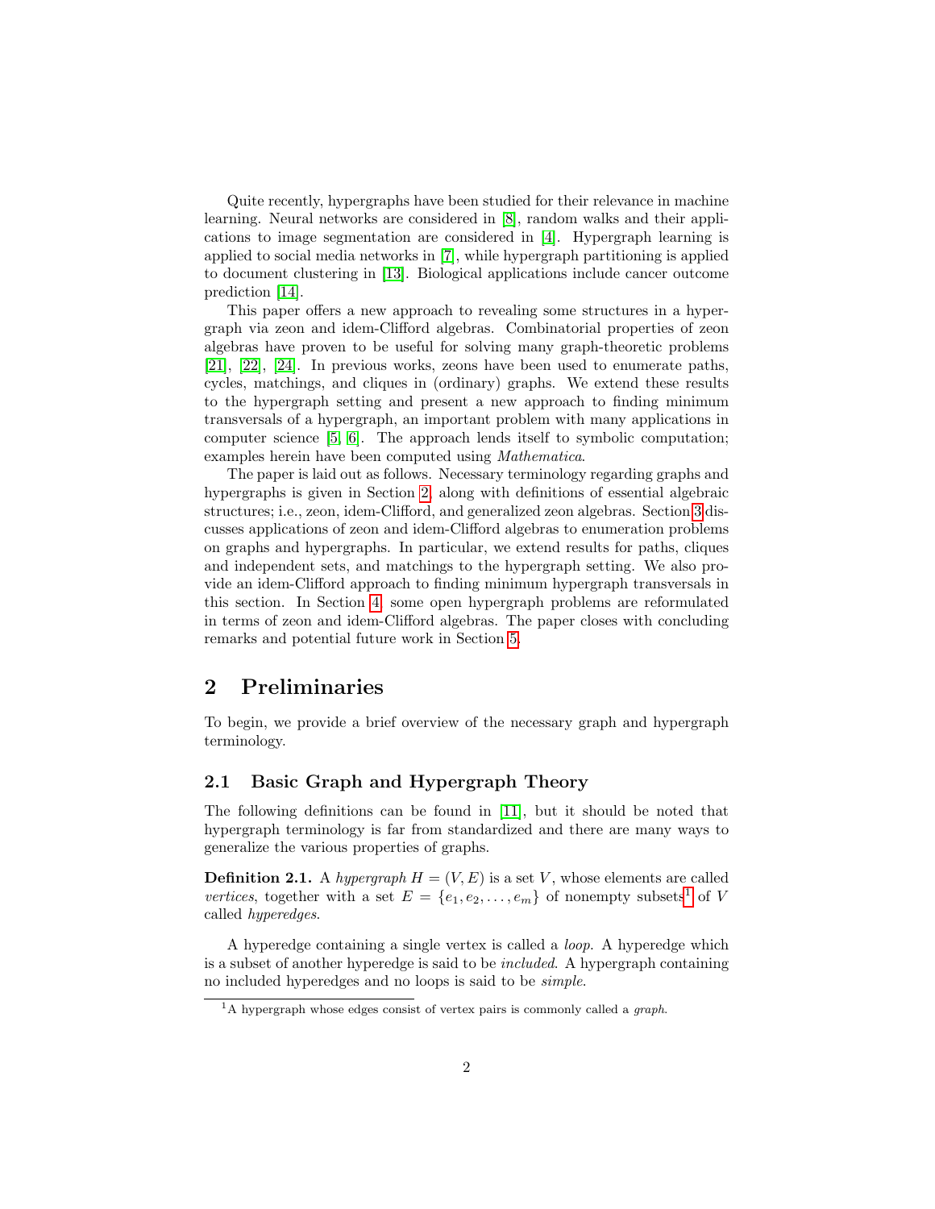Quite recently, hypergraphs have been studied for their relevance in machine learning. Neural networks are considered in [8], random walks and their applications to image segmentation are considered in [4]. Hypergraph learning is applied to social media networks in [7], while hypergraph partitioning is applied to document clustering in [13]. Biological applications include cancer outcome prediction [14].

This paper offers a new approach to revealing some structures in a hypergraph via zeon and idem-Clifford algebras. Combinatorial properties of zeon algebras have proven to be useful for solving many graph-theoretic problems [21], [22], [24]. In previous works, zeons have been used to enumerate paths, cycles, matchings, and cliques in (ordinary) graphs. We extend these results to the hypergraph setting and present a new approach to finding minimum transversals of a hypergraph, an important problem with many applications in computer science [5, 6]. The approach lends itself to symbolic computation; examples herein have been computed using *Mathematica*.

The paper is laid out as follows. Necessary terminology regarding graphs and hypergraphs is given in Section 2, along with definitions of essential algebraic structures; i.e., zeon, idem-Clifford, and generalized zeon algebras. Section 3 discusses applications of zeon and idem-Clifford algebras to enumeration problems on graphs and hypergraphs. In particular, we extend results for paths, cliques and independent sets, and matchings to the hypergraph setting. We also provide an idem-Clifford approach to finding minimum hypergraph transversals in this section. In Section 4, some open hypergraph problems are reformulated in terms of zeon and idem-Clifford algebras. The paper closes with concluding remarks and potential future work in Section 5.

## 2 Preliminaries

To begin, we provide a brief overview of the necessary graph and hypergraph terminology.

### 2.1 Basic Graph and Hypergraph Theory

The following definitions can be found in [11], but it should be noted that hypergraph terminology is far from standardized and there are many ways to generalize the various properties of graphs.

**Definition 2.1.** A *hypergraph* $H = (V, E)$ is a set $V$, whose elements are called *vertices*, together with a set $E = \{e_1, e_2, \ldots, e_m\}$ of nonempty subsets[1] of $V$ called *hyperedges*.

A hyperedge containing a single vertex is called a *loop*. A hyperedge which is a subset of another hyperedge is said to be *included*. A hypergraph containing no included hyperedges and no loops is said to be *simple*.

[1] A hypergraph whose edges consist of vertex pairs is commonly called a *graph*.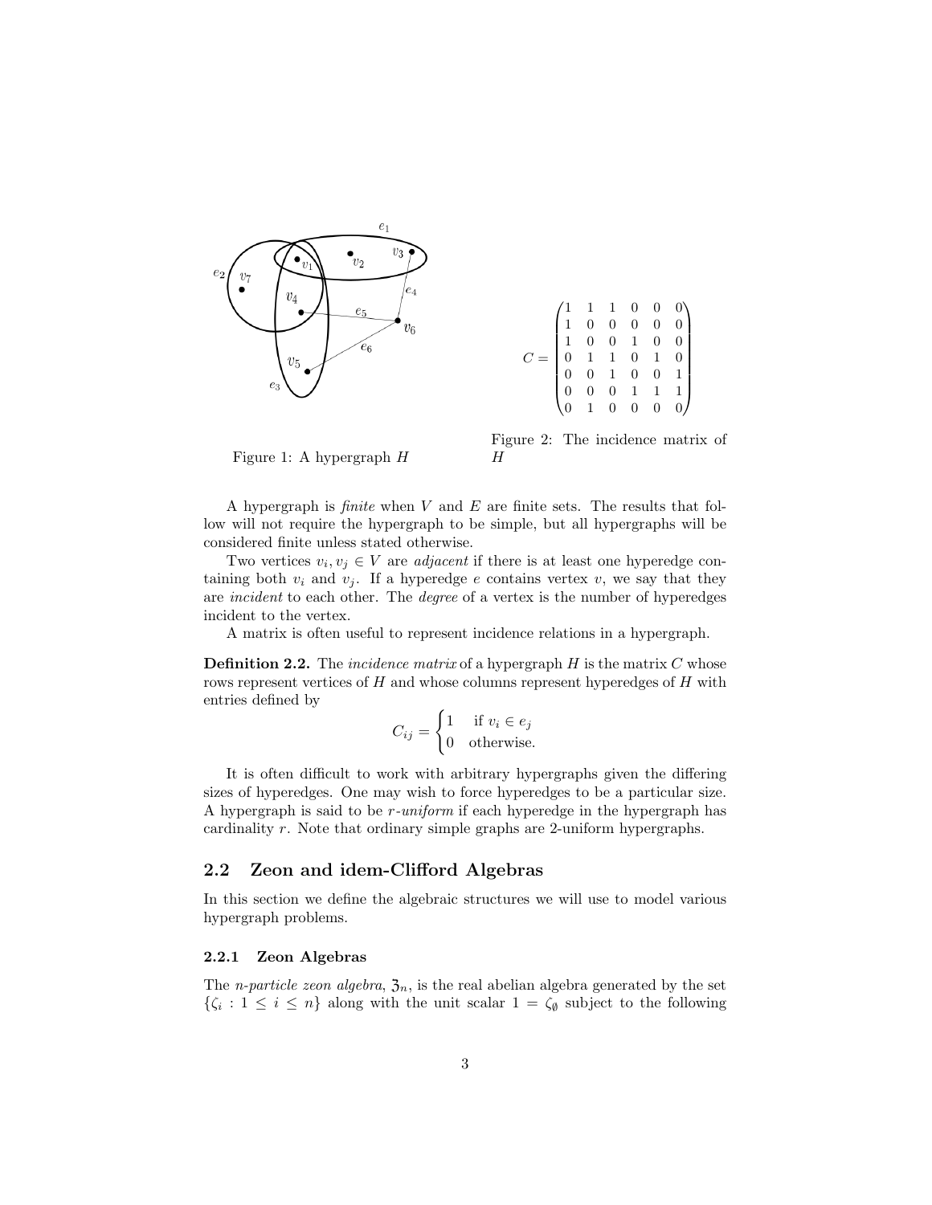$$C = \begin{pmatrix} 1 & 1 & 1 & 0 & 0 & 0 \\ 1 & 0 & 0 & 0 & 0 & 0 \\ 1 & 0 & 0 & 1 & 0 & 0 \\ 0 & 1 & 1 & 0 & 1 & 0 \\ 0 & 0 & 1 & 0 & 0 & 1 \\ 0 & 0 & 0 & 1 & 1 & 1 \\ 0 & 1 & 0 & 0 & 0 & 0 \end{pmatrix}$$

Figure 1: A hypergraph $H$

Figure 2: The incidence matrix of $H$

A hypergraph is *finite* when $V$ and $E$ are finite sets. The results that follow will not require the hypergraph to be simple, but all hypergraphs will be considered finite unless stated otherwise.

Two vertices $v_i, v_j \in V$ are *adjacent* if there is at least one hyperedge containing both $v_i$ and $v_j$. If a hyperedge $e$ contains vertex $v$, we say that they are *incident* to each other. The *degree* of a vertex is the number of hyperedges incident to the vertex.

A matrix is often useful to represent incidence relations in a hypergraph.

**Definition 2.2.** The *incidence matrix* of a hypergraph $H$ is the matrix $C$ whose rows represent vertices of $H$ and whose columns represent hyperedges of $H$ with entries defined by

$$C_{ij} = \begin{cases} 1 & \text{if } v_i \in e_j \\ 0 & \text{otherwise.} \end{cases}$$

It is often difficult to work with arbitrary hypergraphs given the differing sizes of hyperedges. One may wish to force hyperedges to be a particular size. A hypergraph is said to be $r$-*uniform* if each hyperedge in the hypergraph has cardinality $r$. Note that ordinary simple graphs are 2-uniform hypergraphs.

## 2.2 Zeon and idem-Clifford Algebras

In this section we define the algebraic structures we will use to model various hypergraph problems.

### 2.2.1 Zeon Algebras

The *n-particle zeon algebra*, $\mathfrak{Z}_n$, is the real abelian algebra generated by the set $\{\zeta_i : 1 \leq i \leq n\}$ along with the unit scalar $1 = \zeta_\emptyset$ subject to the following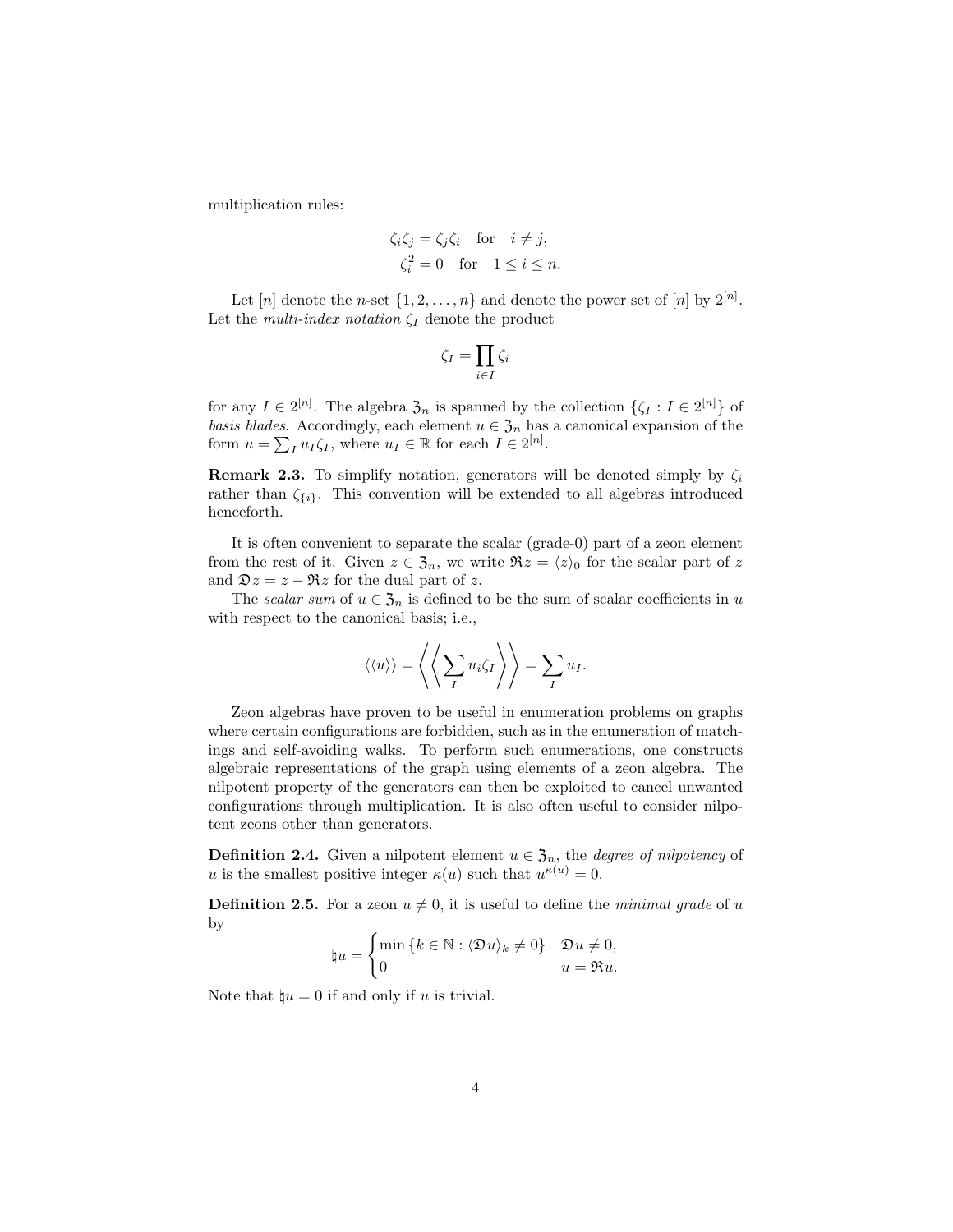multiplication rules:

$$\zeta_i \zeta_j = \zeta_j \zeta_i \quad \text{for} \quad i \neq j,$$
$$\zeta_i^2 = 0 \quad \text{for} \quad 1 \leq i \leq n.$$

Let $[n]$ denote the $n$-set $\{1, 2, \ldots, n\}$ and denote the power set of $[n]$ by $2^{[n]}$. Let the *multi-index notation* $\zeta_I$ denote the product

$$\zeta_I = \prod_{i \in I} \zeta_i$$

for any $I \in 2^{[n]}$. The algebra $\mathfrak{Z}_n$ is spanned by the collection $\{\zeta_I : I \in 2^{[n]}\}$ of *basis blades*. Accordingly, each element $u \in \mathfrak{Z}_n$ has a canonical expansion of the form $u = \sum_I u_I \zeta_I$, where $u_I \in \mathbb{R}$ for each $I \in 2^{[n]}$.

**Remark 2.3.** To simplify notation, generators will be denoted simply by $\zeta_i$ rather than $\zeta_{\{i\}}$. This convention will be extended to all algebras introduced henceforth.

It is often convenient to separate the scalar (grade-0) part of a zeon element from the rest of it. Given $z \in \mathfrak{Z}_n$, we write $\Re z = \langle z \rangle_0$ for the scalar part of $z$ and $\mathfrak{D} z = z - \Re z$ for the dual part of $z$.

The *scalar sum* of $u \in \mathfrak{Z}_n$ is defined to be the sum of scalar coefficients in $u$ with respect to the canonical basis; i.e.,

$$\langle\langle u \rangle\rangle = \left\langle\left\langle \sum_I u_i \zeta_I \right\rangle\right\rangle = \sum_I u_I.$$

Zeon algebras have proven to be useful in enumeration problems on graphs where certain configurations are forbidden, such as in the enumeration of matchings and self-avoiding walks. To perform such enumerations, one constructs algebraic representations of the graph using elements of a zeon algebra. The nilpotent property of the generators can then be exploited to cancel unwanted configurations through multiplication. It is also often useful to consider nilpotent zeons other than generators.

**Definition 2.4.** Given a nilpotent element $u \in \mathfrak{Z}_n$, the *degree of nilpotency* of $u$ is the smallest positive integer $\kappa(u)$ such that $u^{\kappa(u)} = 0$.

**Definition 2.5.** For a zeon $u \neq 0$, it is useful to define the *minimal grade* of $u$ by

$$\natural u = \begin{cases} \min\{k \in \mathbb{N} : \langle \mathfrak{D} u \rangle_k \neq 0\} & \mathfrak{D} u \neq 0, \\ 0 & u = \Re u. \end{cases}$$

Note that $\natural u = 0$ if and only if $u$ is trivial.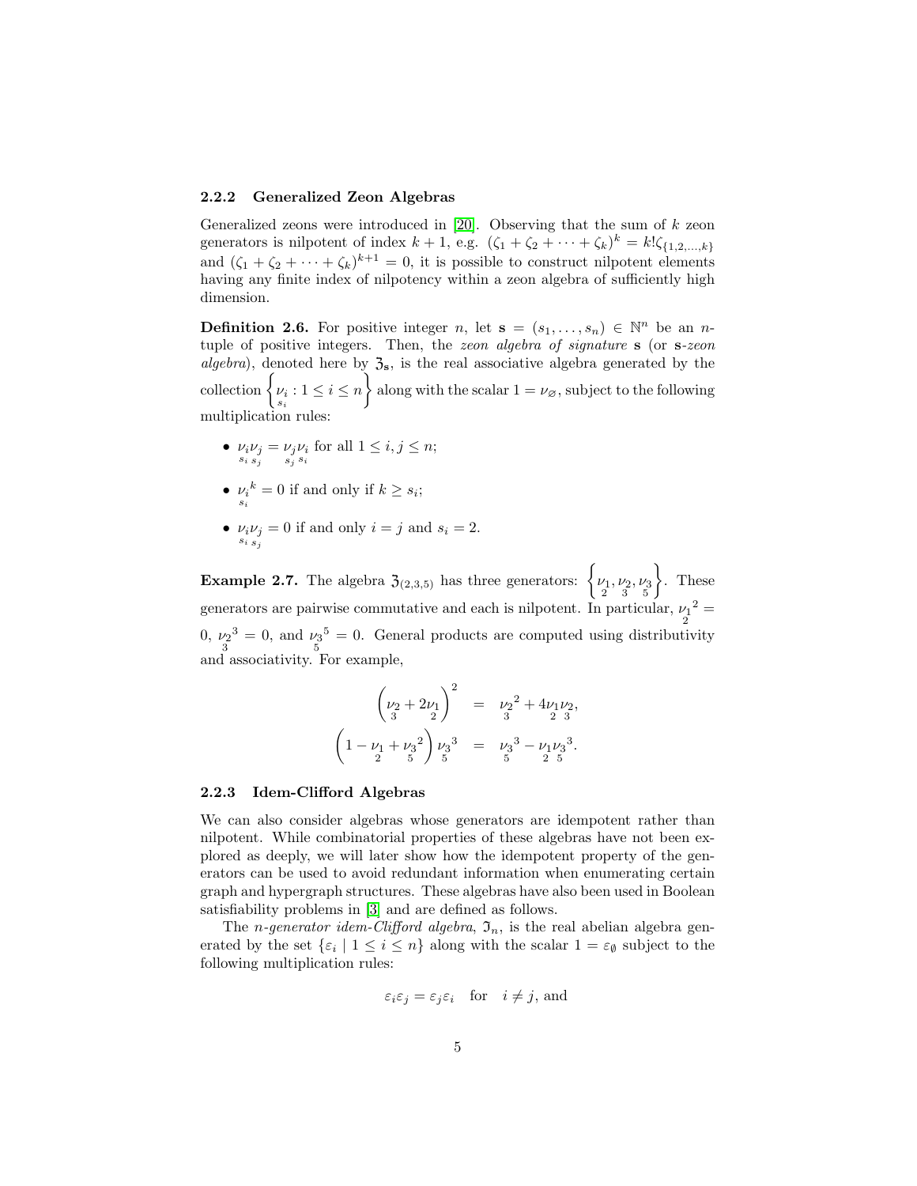### 2.2.2 Generalized Zeon Algebras

Generalized zeons were introduced in [20]. Observing that the sum of $k$ zeon generators is nilpotent of index $k+1$, e.g. $(\zeta_1 + \zeta_2 + \cdots + \zeta_k)^k = k!\zeta_{\{1,2,\ldots,k\}}$ and $(\zeta_1 + \zeta_2 + \cdots + \zeta_k)^{k+1} = 0$, it is possible to construct nilpotent elements having any finite index of nilpotency within a zeon algebra of sufficiently high dimension.

**Definition 2.6.** For positive integer $n$, let $\mathbf{s} = (s_1, \ldots, s_n) \in \mathbb{N}^n$ be an $n$-tuple of positive integers. Then, the *zeon algebra of signature* $\mathbf{s}$ (or $\mathbf{s}$-*zeon algebra*), denoted here by $\mathfrak{Z}_{\mathbf{s}}$, is the real associative algebra generated by the collection $\left\{ \underset{s_i}{\nu_i} : 1 \le i \le n \right\}$ along with the scalar $1 = \nu_\varnothing$, subject to the following multiplication rules:

- $\underset{s_i}{\nu_i}\underset{s_j}{\nu_j} = \underset{s_j}{\nu_j}\underset{s_i}{\nu_i}$ for all $1 \le i, j \le n$;
- $\underset{s_i}{\nu_i}{}^k = 0$ if and only if $k \ge s_i$;
- $\underset{s_i}{\nu_i}\underset{s_j}{\nu_j} = 0$ if and only if $i = j$ and $s_i = 2$.

**Example 2.7.** The algebra $\mathfrak{Z}_{(2,3,5)}$ has three generators: $\left\{ \underset{2}{\nu_1}, \underset{3}{\nu_2}, \underset{5}{\nu_3} \right\}$. These generators are pairwise commutative and each is nilpotent. In particular, $\underset{2}{\nu_1}{}^2 = 0$, $\underset{3}{\nu_2}{}^3 = 0$, and $\underset{5}{\nu_3}{}^5 = 0$. General products are computed using distributivity and associativity. For example,

$$
\begin{aligned}
\left( \underset{3}{\nu_2} + 2\underset{2}{\nu_1} \right)^2 &= \underset{3}{\nu_2}{}^2 + 4\underset{2}{\nu_1}\underset{3}{\nu_2}, \\
\left( 1 - \underset{2}{\nu_1} + \underset{5}{\nu_3}{}^2 \right) \underset{5}{\nu_3}{}^3 &= \underset{5}{\nu_3}{}^3 - \underset{2}{\nu_1}\underset{5}{\nu_3}{}^3.
\end{aligned}
$$

### 2.2.3 Idem-Clifford Algebras

We can also consider algebras whose generators are idempotent rather than nilpotent. While combinatorial properties of these algebras have not been explored as deeply, we will later show how the idempotent property of the generators can be used to avoid redundant information when enumerating certain graph and hypergraph structures. These algebras have also been used in Boolean satisfiability problems in [3] and are defined as follows.

The *n-generator idem-Clifford algebra*, $\mathfrak{I}_n$, is the real abelian algebra generated by the set $\{\varepsilon_i \mid 1 \le i \le n\}$ along with the scalar $1 = \varepsilon_\emptyset$ subject to the following multiplication rules:

$$
\varepsilon_i \varepsilon_j = \varepsilon_j \varepsilon_i \quad \text{for} \quad i \ne j, \text{ and}
$$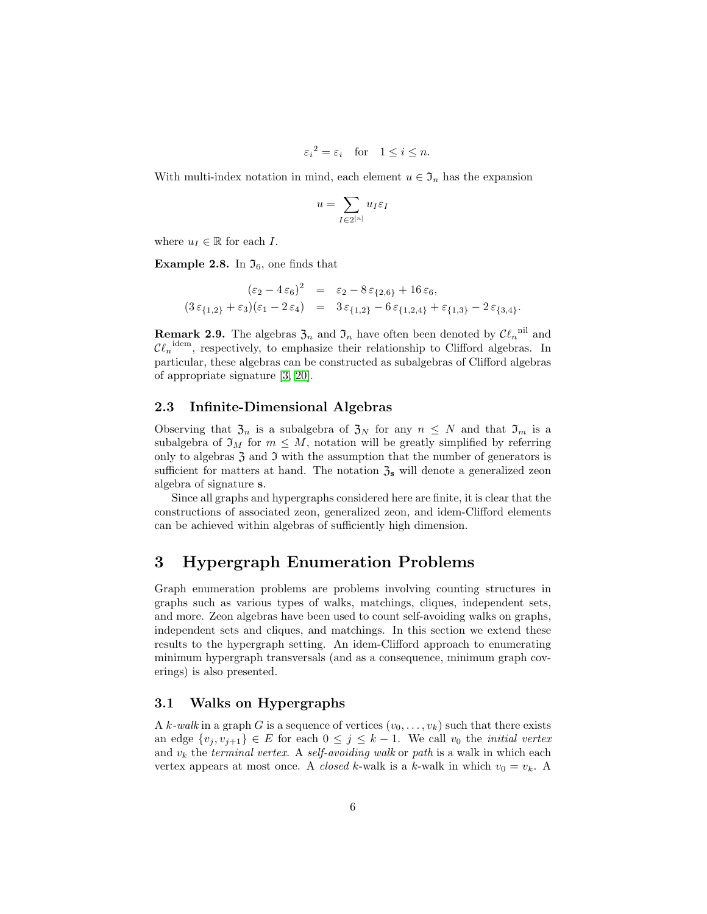$$\varepsilon_i{}^2 = \varepsilon_i \quad \text{for} \quad 1 \le i \le n.$$

With multi-index notation in mind, each element $u \in \mathfrak{I}_n$ has the expansion

$$u = \sum_{I \in 2^{[n]}} u_I \varepsilon_I$$

where $u_I \in \mathbb{R}$ for each $I$.

**Example 2.8.** In $\mathfrak{I}_6$, one finds that

$$\begin{aligned}
(\varepsilon_2 - 4\,\varepsilon_6)^2 &= \varepsilon_2 - 8\,\varepsilon_{\{2,6\}} + 16\,\varepsilon_6, \\
(3\,\varepsilon_{\{1,2\}} + \varepsilon_3)(\varepsilon_1 - 2\,\varepsilon_4) &= 3\,\varepsilon_{\{1,2\}} - 6\,\varepsilon_{\{1,2,4\}} + \varepsilon_{\{1,3\}} - 2\,\varepsilon_{\{3,4\}}.
\end{aligned}$$

**Remark 2.9.** The algebras $\mathfrak{Z}_n$ and $\mathfrak{I}_n$ have often been denoted by $\mathcal{C}\ell_n{}^{\text{nil}}$ and $\mathcal{C}\ell_n{}^{\text{idem}}$, respectively, to emphasize their relationship to Clifford algebras. In particular, these algebras can be constructed as subalgebras of Clifford algebras of appropriate signature [3, 20].

### 2.3 Infinite-Dimensional Algebras

Observing that $\mathfrak{Z}_n$ is a subalgebra of $\mathfrak{Z}_N$ for any $n \le N$ and that $\mathfrak{I}_m$ is a subalgebra of $\mathfrak{I}_M$ for $m \le M$, notation will be greatly simplified by referring only to algebras $\mathfrak{Z}$ and $\mathfrak{I}$ with the assumption that the number of generators is sufficient for matters at hand. The notation $\mathfrak{Z}_{\mathbf{s}}$ will denote a generalized zeon algebra of signature $\mathbf{s}$.

Since all graphs and hypergraphs considered here are finite, it is clear that the constructions of associated zeon, generalized zeon, and idem-Clifford elements can be achieved within algebras of sufficiently high dimension.

## 3 Hypergraph Enumeration Problems

Graph enumeration problems are problems involving counting structures in graphs such as various types of walks, matchings, cliques, independent sets, and more. Zeon algebras have been used to count self-avoiding walks on graphs, independent sets and cliques, and matchings. In this section we extend these results to the hypergraph setting. An idem-Clifford approach to enumerating minimum hypergraph transversals (and as a consequence, minimum graph coverings) is also presented.

### 3.1 Walks on Hypergraphs

A *k-walk* in a graph $G$ is a sequence of vertices $(v_0, \ldots, v_k)$ such that there exists an edge $\{v_j, v_{j+1}\} \in E$ for each $0 \le j \le k-1$. We call $v_0$ the *initial vertex* and $v_k$ the *terminal vertex*. A *self-avoiding walk* or *path* is a walk in which each vertex appears at most once. A *closed* $k$-walk is a $k$-walk in which $v_0 = v_k$. A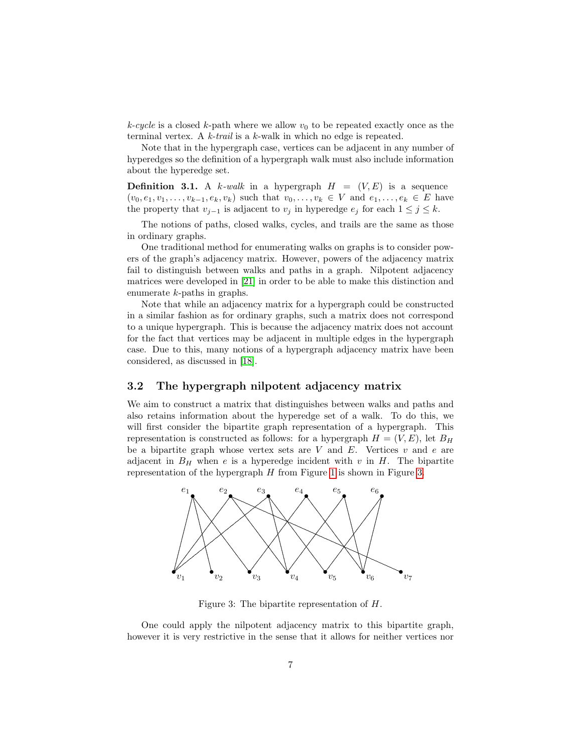*k-cycle* is a closed $k$-path where we allow $v_0$ to be repeated exactly once as the terminal vertex. A *k-trail* is a $k$-walk in which no edge is repeated.

Note that in the hypergraph case, vertices can be adjacent in any number of hyperedges so the definition of a hypergraph walk must also include information about the hyperedge set.

**Definition 3.1.** A *k-walk* in a hypergraph $H = (V, E)$ is a sequence $(v_0, e_1, v_1, \dots, v_{k-1}, e_k, v_k)$ such that $v_0, \dots, v_k \in V$ and $e_1, \dots, e_k \in E$ have the property that $v_{j-1}$ is adjacent to $v_j$ in hyperedge $e_j$ for each $1 \leq j \leq k$.

The notions of paths, closed walks, cycles, and trails are the same as those in ordinary graphs.

One traditional method for enumerating walks on graphs is to consider powers of the graph's adjacency matrix. However, powers of the adjacency matrix fail to distinguish between walks and paths in a graph. Nilpotent adjacency matrices were developed in [21] in order to be able to make this distinction and enumerate $k$-paths in graphs.

Note that while an adjacency matrix for a hypergraph could be constructed in a similar fashion as for ordinary graphs, such a matrix does not correspond to a unique hypergraph. This is because the adjacency matrix does not account for the fact that vertices may be adjacent in multiple edges in the hypergraph case. Due to this, many notions of a hypergraph adjacency matrix have been considered, as discussed in [18].

### 3.2 The hypergraph nilpotent adjacency matrix

We aim to construct a matrix that distinguishes between walks and paths and also retains information about the hyperedge set of a walk. To do this, we will first consider the bipartite graph representation of a hypergraph. This representation is constructed as follows: for a hypergraph $H = (V, E)$, let $B_H$ be a bipartite graph whose vertex sets are $V$ and $E$. Vertices $v$ and $e$ are adjacent in $B_H$ when $e$ is a hyperedge incident with $v$ in $H$. The bipartite representation of the hypergraph $H$ from Figure 1 is shown in Figure 3.

Figure 3: The bipartite representation of $H$.

One could apply the nilpotent adjacency matrix to this bipartite graph, however it is very restrictive in the sense that it allows for neither vertices nor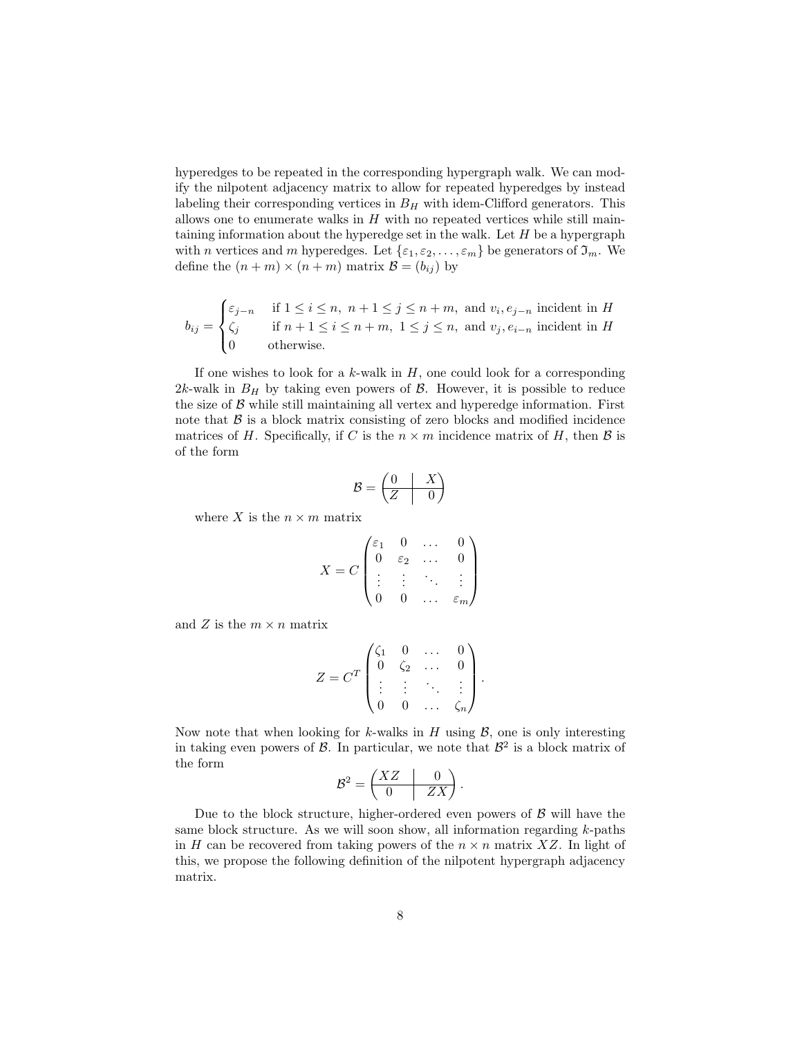hyperedges to be repeated in the corresponding hypergraph walk. We can modify the nilpotent adjacency matrix to allow for repeated hyperedges by instead labeling their corresponding vertices in $B_H$ with idem-Clifford generators. This allows one to enumerate walks in $H$ with no repeated vertices while still maintaining information about the hyperedge set in the walk. Let $H$ be a hypergraph with $n$ vertices and $m$ hyperedges. Let $\{\varepsilon_1, \varepsilon_2, \ldots, \varepsilon_m\}$ be generators of $\mathfrak{I}_m$. We define the $(n+m) \times (n+m)$ matrix $\mathcal{B} = (b_{ij})$ by

$$b_{ij} = \begin{cases} \varepsilon_{j-n} & \text{if } 1 \leq i \leq n,\ n+1 \leq j \leq n+m, \text{ and } v_i, e_{j-n} \text{ incident in } H \\ \zeta_j & \text{if } n+1 \leq i \leq n+m,\ 1 \leq j \leq n, \text{ and } v_j, e_{i-n} \text{ incident in } H \\ 0 & \text{otherwise.} \end{cases}$$

If one wishes to look for a $k$-walk in $H$, one could look for a corresponding $2k$-walk in $B_H$ by taking even powers of $\mathcal{B}$. However, it is possible to reduce the size of $\mathcal{B}$ while still maintaining all vertex and hyperedge information. First note that $\mathcal{B}$ is a block matrix consisting of zero blocks and modified incidence matrices of $H$. Specifically, if $C$ is the $n \times m$ incidence matrix of $H$, then $\mathcal{B}$ is of the form

$$\mathcal{B} = \left(\begin{array}{c|c} 0 & X \\ \hline Z & 0 \end{array}\right)$$

where $X$ is the $n \times m$ matrix

$$X = C \begin{pmatrix} \varepsilon_1 & 0 & \ldots & 0 \\ 0 & \varepsilon_2 & \ldots & 0 \\ \vdots & \vdots & \ddots & \vdots \\ 0 & 0 & \ldots & \varepsilon_m \end{pmatrix}$$

and $Z$ is the $m \times n$ matrix

$$Z = C^T \begin{pmatrix} \zeta_1 & 0 & \ldots & 0 \\ 0 & \zeta_2 & \ldots & 0 \\ \vdots & \vdots & \ddots & \vdots \\ 0 & 0 & \ldots & \zeta_n \end{pmatrix}.$$

Now note that when looking for $k$-walks in $H$ using $\mathcal{B}$, one is only interesting in taking even powers of $\mathcal{B}$. In particular, we note that $\mathcal{B}^2$ is a block matrix of the form

$$\mathcal{B}^2 = \left(\begin{array}{c|c} XZ & 0 \\ \hline 0 & ZX \end{array}\right).$$

Due to the block structure, higher-ordered even powers of $\mathcal{B}$ will have the same block structure. As we will soon show, all information regarding $k$-paths in $H$ can be recovered from taking powers of the $n \times n$ matrix $XZ$. In light of this, we propose the following definition of the nilpotent hypergraph adjacency matrix.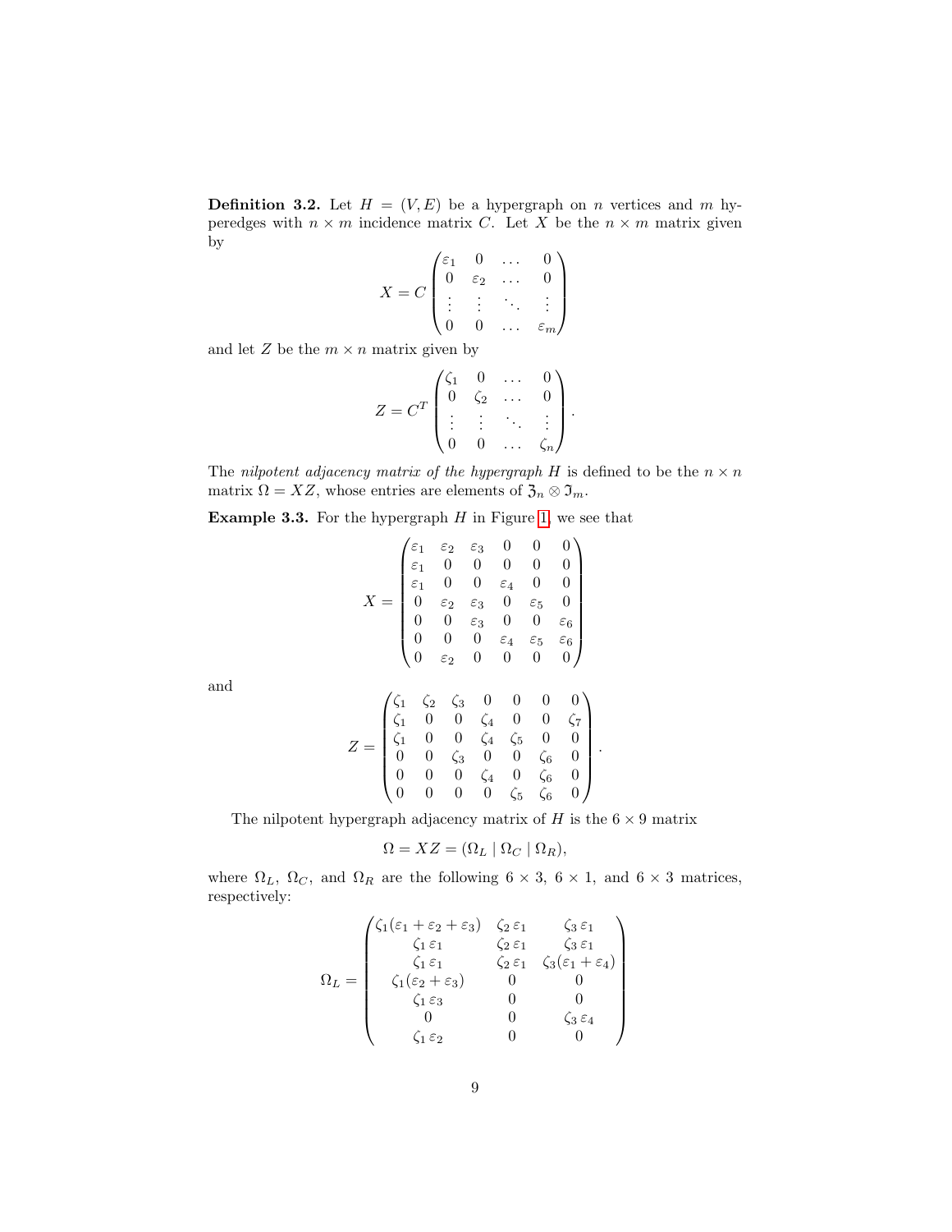**Definition 3.2.** Let $H = (V, E)$ be a hypergraph on $n$ vertices and $m$ hyperedges with $n \times m$ incidence matrix $C$. Let $X$ be the $n \times m$ matrix given by

$$X = C \begin{pmatrix} \varepsilon_1 & 0 & \dots & 0 \\ 0 & \varepsilon_2 & \dots & 0 \\ \vdots & \vdots & \ddots & \vdots \\ 0 & 0 & \dots & \varepsilon_m \end{pmatrix}$$

and let $Z$ be the $m \times n$ matrix given by

$$Z = C^T \begin{pmatrix} \zeta_1 & 0 & \dots & 0 \\ 0 & \zeta_2 & \dots & 0 \\ \vdots & \vdots & \ddots & \vdots \\ 0 & 0 & \dots & \zeta_n \end{pmatrix}.$$

The *nilpotent adjacency matrix of the hypergraph* $H$ is defined to be the $n \times n$ matrix $\Omega = XZ$, whose entries are elements of $\mathfrak{Z}_n \otimes \mathfrak{I}_m$.

**Example 3.3.** For the hypergraph $H$ in Figure 1, we see that

$$X = \begin{pmatrix} \varepsilon_1 & \varepsilon_2 & \varepsilon_3 & 0 & 0 & 0 \\ \varepsilon_1 & 0 & 0 & 0 & 0 & 0 \\ \varepsilon_1 & 0 & 0 & \varepsilon_4 & 0 & 0 \\ 0 & \varepsilon_2 & \varepsilon_3 & 0 & \varepsilon_5 & 0 \\ 0 & 0 & \varepsilon_3 & 0 & 0 & \varepsilon_6 \\ 0 & 0 & 0 & \varepsilon_4 & \varepsilon_5 & \varepsilon_6 \\ 0 & \varepsilon_2 & 0 & 0 & 0 & 0 \end{pmatrix}$$

and

$$Z = \begin{pmatrix} \zeta_1 & \zeta_2 & \zeta_3 & 0 & 0 & 0 & 0 \\ \zeta_1 & 0 & 0 & \zeta_4 & 0 & 0 & \zeta_7 \\ \zeta_1 & 0 & 0 & \zeta_4 & \zeta_5 & 0 & 0 \\ 0 & 0 & \zeta_3 & 0 & 0 & \zeta_6 & 0 \\ 0 & 0 & 0 & \zeta_4 & 0 & \zeta_6 & 0 \\ 0 & 0 & 0 & 0 & \zeta_5 & \zeta_6 & 0 \end{pmatrix}.$$

The nilpotent hypergraph adjacency matrix of $H$ is the $6 \times 9$ matrix

$$\Omega = XZ = (\Omega_L \mid \Omega_C \mid \Omega_R),$$

where $\Omega_L$, $\Omega_C$, and $\Omega_R$ are the following $6 \times 3$, $6 \times 1$, and $6 \times 3$ matrices, respectively:

$$\Omega_L = \begin{pmatrix} \zeta_1(\varepsilon_1 + \varepsilon_2 + \varepsilon_3) & \zeta_2\,\varepsilon_1 & \zeta_3\,\varepsilon_1 \\ \zeta_1\,\varepsilon_1 & \zeta_2\,\varepsilon_1 & \zeta_3\,\varepsilon_1 \\ \zeta_1\,\varepsilon_1 & \zeta_2\,\varepsilon_1 & \zeta_3(\varepsilon_1 + \varepsilon_4) \\ \zeta_1(\varepsilon_2 + \varepsilon_3) & 0 & 0 \\ \zeta_1\,\varepsilon_3 & 0 & 0 \\ 0 & 0 & \zeta_3\,\varepsilon_4 \\ \zeta_1\,\varepsilon_2 & 0 & 0 \end{pmatrix}$$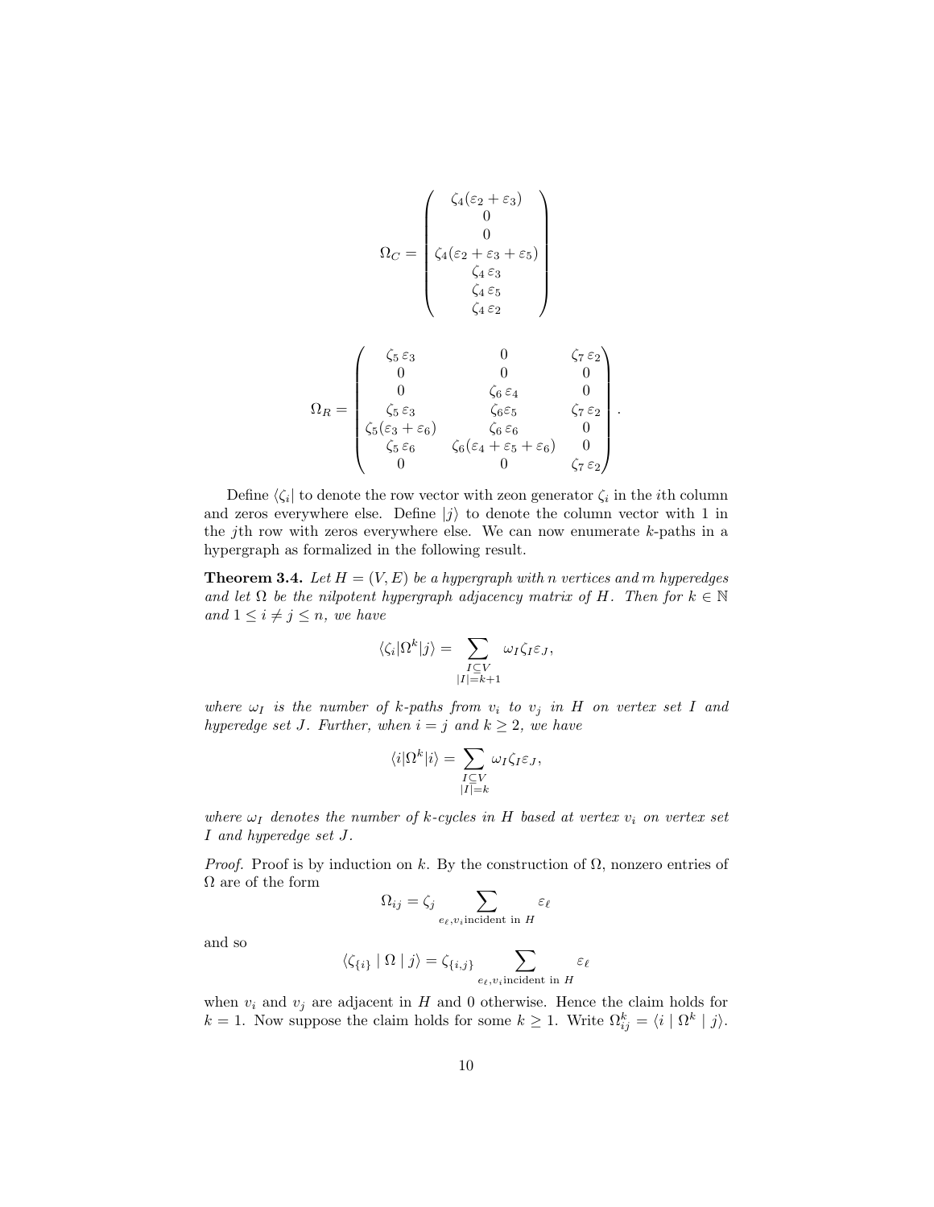$$\Omega_C = \begin{pmatrix} \zeta_4(\varepsilon_2+\varepsilon_3) \\ 0 \\ 0 \\ \zeta_4(\varepsilon_2+\varepsilon_3+\varepsilon_5) \\ \zeta_4\,\varepsilon_3 \\ \zeta_4\,\varepsilon_5 \\ \zeta_4\,\varepsilon_2 \end{pmatrix}$$

$$\Omega_R = \begin{pmatrix} \zeta_5\,\varepsilon_3 & 0 & \zeta_7\,\varepsilon_2 \\ 0 & 0 & 0 \\ 0 & \zeta_6\,\varepsilon_4 & 0 \\ \zeta_5\,\varepsilon_3 & \zeta_6\varepsilon_5 & \zeta_7\,\varepsilon_2 \\ \zeta_5(\varepsilon_3+\varepsilon_6) & \zeta_6\,\varepsilon_6 & 0 \\ \zeta_5\,\varepsilon_6 & \zeta_6(\varepsilon_4+\varepsilon_5+\varepsilon_6) & 0 \\ 0 & 0 & \zeta_7\,\varepsilon_2 \end{pmatrix}.$$

Define $\langle\zeta_i|$ to denote the row vector with zeon generator $\zeta_i$ in the $i$th column and zeros everywhere else. Define $|j\rangle$ to denote the column vector with 1 in the $j$th row with zeros everywhere else. We can now enumerate $k$-paths in a hypergraph as formalized in the following result.

**Theorem 3.4.** *Let $H = (V, E)$ be a hypergraph with $n$ vertices and $m$ hyperedges and let $\Omega$ be the nilpotent hypergraph adjacency matrix of $H$. Then for $k \in \mathbb{N}$ and $1 \le i \ne j \le n$, we have*

$$\langle\zeta_i|\Omega^k|j\rangle = \sum_{\substack{I\subseteq V\\|I|=k+1}} \omega_I\zeta_I\varepsilon_J,$$

*where $\omega_I$ is the number of $k$-paths from $v_i$ to $v_j$ in $H$ on vertex set $I$ and hyperedge set $J$. Further, when $i = j$ and $k \ge 2$, we have*

$$\langle i|\Omega^k|i\rangle = \sum_{\substack{I\subseteq V\\|I|=k}} \omega_I\zeta_I\varepsilon_J,$$

*where $\omega_I$ denotes the number of $k$-cycles in $H$ based at vertex $v_i$ on vertex set $I$ and hyperedge set $J$.*

*Proof.* Proof is by induction on $k$. By the construction of $\Omega$, nonzero entries of $\Omega$ are of the form

$$\Omega_{ij} = \zeta_j \sum_{e_\ell, v_i \text{incident in } H} \varepsilon_\ell$$

and so

$$\langle\zeta_{\{i\}} \mid \Omega \mid j\rangle = \zeta_{\{i,j\}} \sum_{e_\ell, v_i \text{incident in } H} \varepsilon_\ell$$

when $v_i$ and $v_j$ are adjacent in $H$ and 0 otherwise. Hence the claim holds for $k = 1$. Now suppose the claim holds for some $k \ge 1$. Write $\Omega^k_{ij} = \langle i \mid \Omega^k \mid j\rangle$.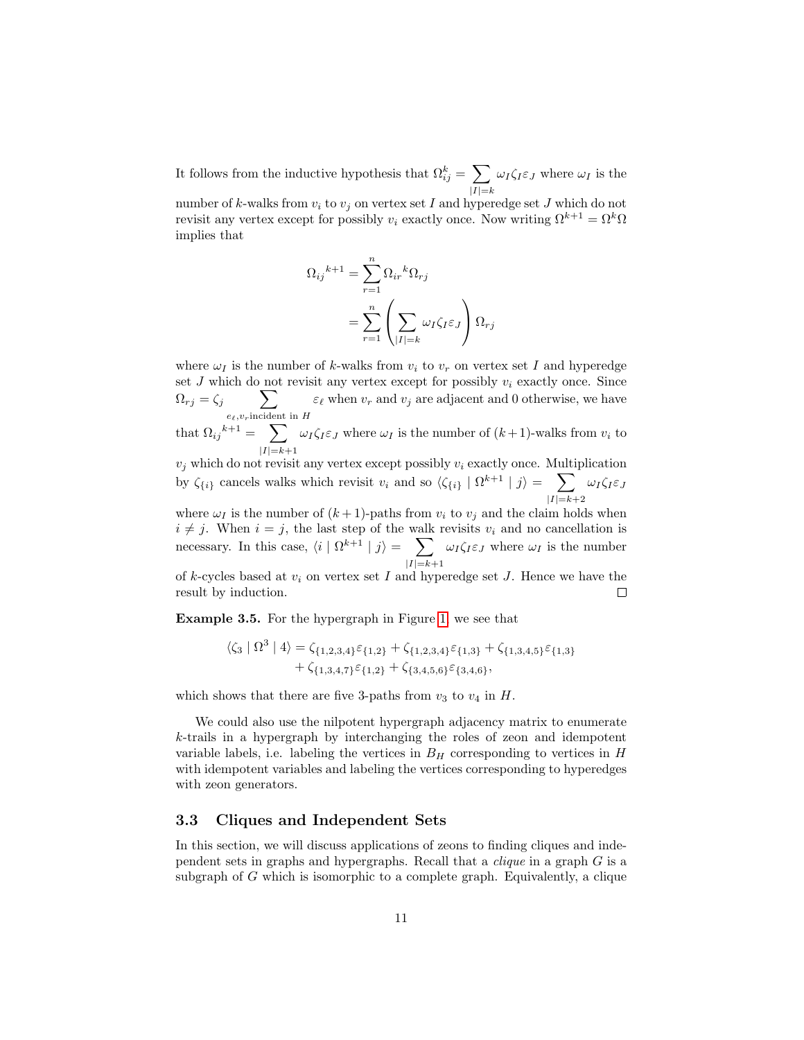It follows from the inductive hypothesis that $\Omega_{ij}^k = \sum_{|I|=k} \omega_I \zeta_I \varepsilon_J$ where $\omega_I$ is the number of $k$-walks from $v_i$ to $v_j$ on vertex set $I$ and hyperedge set $J$ which do not revisit any vertex except for possibly $v_i$ exactly once. Now writing $\Omega^{k+1} = \Omega^k \Omega$ implies that

$$
\begin{aligned}
{\Omega_{ij}}^{k+1} &= \sum_{r=1}^{n} {\Omega_{ir}}^k \Omega_{rj} \\
&= \sum_{r=1}^{n} \left( \sum_{|I|=k} \omega_I \zeta_I \varepsilon_J \right) \Omega_{rj}
\end{aligned}
$$

where $\omega_I$ is the number of $k$-walks from $v_i$ to $v_r$ on vertex set $I$ and hyperedge set $J$ which do not revisit any vertex except for possibly $v_i$ exactly once. Since $\Omega_{rj} = \zeta_j \sum_{e_\ell, v_r \text{incident in } H} \varepsilon_\ell$ when $v_r$ and $v_j$ are adjacent and 0 otherwise, we have that ${\Omega_{ij}}^{k+1} = \sum_{|I|=k+1} \omega_I \zeta_I \varepsilon_J$ where $\omega_I$ is the number of $(k+1)$-walks from $v_i$ to $v_j$ which do not revisit any vertex except possibly $v_i$ exactly once. Multiplication by $\zeta_{\{i\}}$ cancels walks which revisit $v_i$ and so $\langle \zeta_{\{i\}} \mid \Omega^{k+1} \mid j \rangle = \sum_{|I|=k+2} \omega_I \zeta_I \varepsilon_J$ where $\omega_I$ is the number of $(k+1)$-paths from $v_i$ to $v_j$ and the claim holds when $i \neq j$. When $i = j$, the last step of the walk revisits $v_i$ and no cancellation is necessary. In this case, $\langle i \mid \Omega^{k+1} \mid j \rangle = \sum_{|I|=k+1} \omega_I \zeta_I \varepsilon_J$ where $\omega_I$ is the number of $k$-cycles based at $v_i$ on vertex set $I$ and hyperedge set $J$. Hence we have the result by induction. □

**Example 3.5.** For the hypergraph in Figure 1, we see that

$$
\begin{aligned}
\langle \zeta_3 \mid \Omega^3 \mid 4 \rangle = \zeta_{\{1,2,3,4\}} \varepsilon_{\{1,2\}} + \zeta_{\{1,2,3,4\}} \varepsilon_{\{1,3\}} + \zeta_{\{1,3,4,5\}} \varepsilon_{\{1,3\}} \\
+ \zeta_{\{1,3,4,7\}} \varepsilon_{\{1,2\}} + \zeta_{\{3,4,5,6\}} \varepsilon_{\{3,4,6\}},
\end{aligned}
$$

which shows that there are five 3-paths from $v_3$ to $v_4$ in $H$.

We could also use the nilpotent hypergraph adjacency matrix to enumerate $k$-trails in a hypergraph by interchanging the roles of zeon and idempotent variable labels, i.e. labeling the vertices in $B_H$ corresponding to vertices in $H$ with idempotent variables and labeling the vertices corresponding to hyperedges with zeon generators.

### 3.3 Cliques and Independent Sets

In this section, we will discuss applications of zeons to finding cliques and independent sets in graphs and hypergraphs. Recall that a *clique* in a graph $G$ is a subgraph of $G$ which is isomorphic to a complete graph. Equivalently, a clique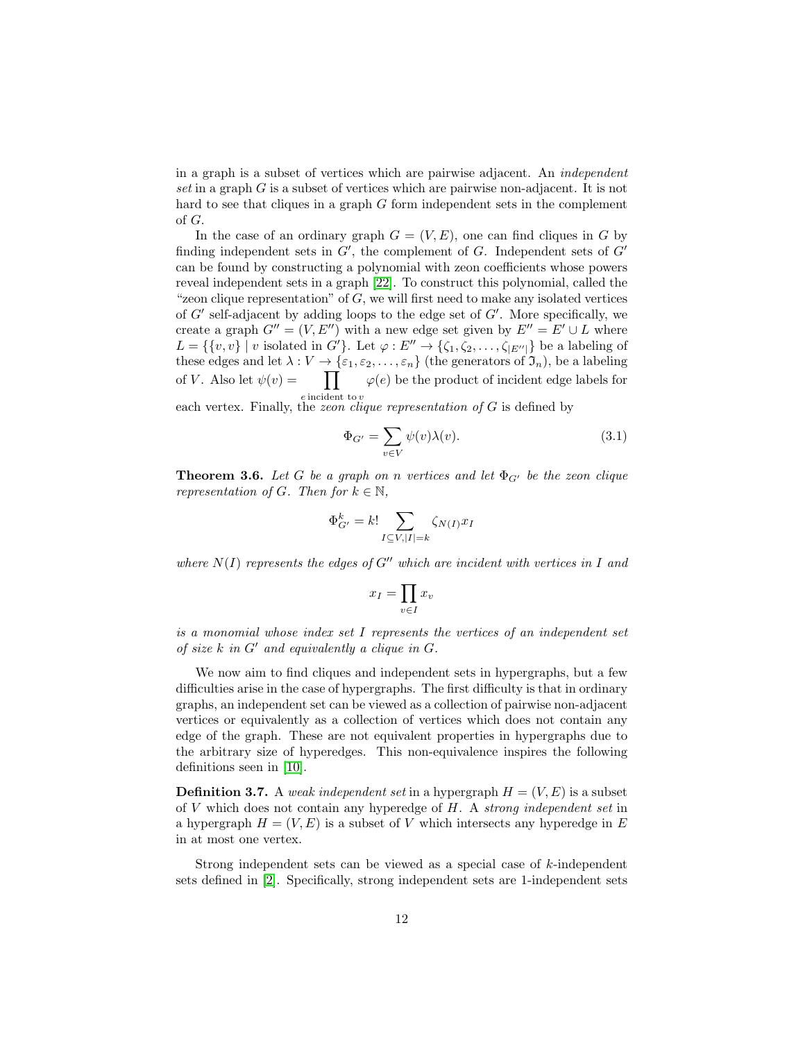in a graph is a subset of vertices which are pairwise adjacent. An *independent set* in a graph $G$ is a subset of vertices which are pairwise non-adjacent. It is not hard to see that cliques in a graph $G$ form independent sets in the complement of $G$.

In the case of an ordinary graph $G = (V, E)$, one can find cliques in $G$ by finding independent sets in $G'$, the complement of $G$. Independent sets of $G'$ can be found by constructing a polynomial with zeon coefficients whose powers reveal independent sets in a graph [22]. To construct this polynomial, called the "zeon clique representation" of $G$, we will first need to make any isolated vertices of $G'$ self-adjacent by adding loops to the edge set of $G'$. More specifically, we create a graph $G'' = (V, E'')$ with a new edge set given by $E'' = E' \cup L$ where $L = \{\{v, v\} \mid v \text{ isolated in } G'\}$. Let $\varphi : E'' \to \{\zeta_1, \zeta_2, \ldots, \zeta_{|E''|}\}$ be a labeling of these edges and let $\lambda : V \to \{\varepsilon_1, \varepsilon_2, \ldots, \varepsilon_n\}$ (the generators of $\mathfrak{Z}_n$), be a labeling of $V$. Also let $\psi(v) = \prod_{e \text{ incident to } v} \varphi(e)$ be the product of incident edge labels for each vertex. Finally, the *zeon clique representation of* $G$ is defined by

$$\Phi_{G'} = \sum_{v \in V} \psi(v)\lambda(v). \tag{3.1}$$

**Theorem 3.6.** *Let $G$ be a graph on $n$ vertices and let $\Phi_{G'}$ be the zeon clique representation of $G$. Then for $k \in \mathbb{N}$,*

$$\Phi_{G'}^k = k! \sum_{I \subseteq V, |I| = k} \zeta_{N(I)} x_I$$

*where $N(I)$ represents the edges of $G''$ which are incident with vertices in $I$ and*

$$x_I = \prod_{v \in I} x_v$$

*is a monomial whose index set $I$ represents the vertices of an independent set of size $k$ in $G'$ and equivalently a clique in $G$.*

We now aim to find cliques and independent sets in hypergraphs, but a few difficulties arise in the case of hypergraphs. The first difficulty is that in ordinary graphs, an independent set can be viewed as a collection of pairwise non-adjacent vertices or equivalently as a collection of vertices which does not contain any edge of the graph. These are not equivalent properties in hypergraphs due to the arbitrary size of hyperedges. This non-equivalence inspires the following definitions seen in [10].

**Definition 3.7.** A *weak independent set* in a hypergraph $H = (V, E)$ is a subset of $V$ which does not contain any hyperedge of $H$. A *strong independent set* in a hypergraph $H = (V, E)$ is a subset of $V$ which intersects any hyperedge in $E$ in at most one vertex.

Strong independent sets can be viewed as a special case of $k$-independent sets defined in [2]. Specifically, strong independent sets are 1-independent sets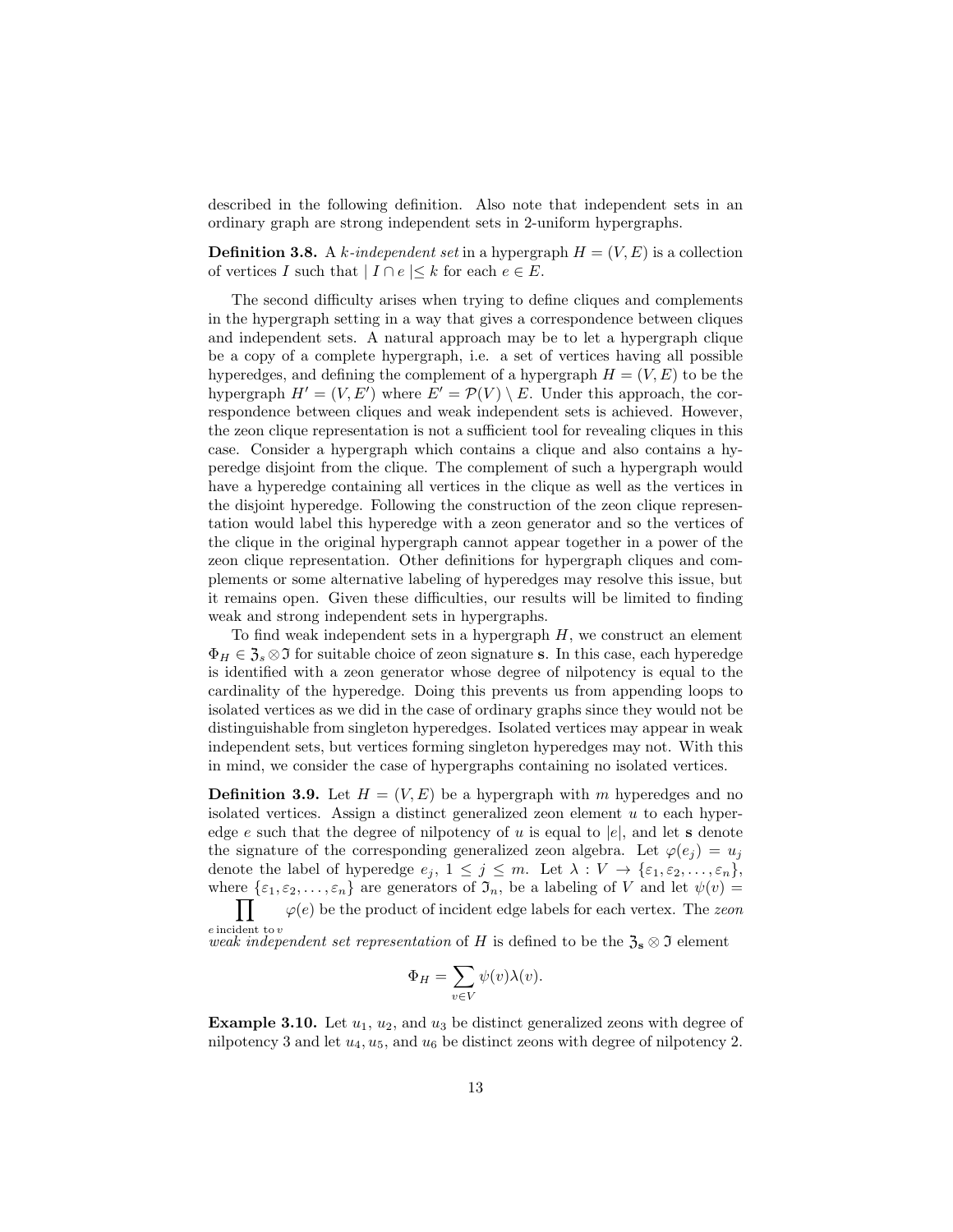described in the following definition. Also note that independent sets in an ordinary graph are strong independent sets in 2-uniform hypergraphs.

**Definition 3.8.** A *$k$-independent set* in a hypergraph $H = (V, E)$ is a collection of vertices $I$ such that $| I \cap e | \leq k$ for each $e \in E$.

The second difficulty arises when trying to define cliques and complements in the hypergraph setting in a way that gives a correspondence between cliques and independent sets. A natural approach may be to let a hypergraph clique be a copy of a complete hypergraph, i.e. a set of vertices having all possible hyperedges, and defining the complement of a hypergraph $H = (V, E)$ to be the hypergraph $H' = (V, E')$ where $E' = \mathcal{P}(V) \setminus E$. Under this approach, the correspondence between cliques and weak independent sets is achieved. However, the zeon clique representation is not a sufficient tool for revealing cliques in this case. Consider a hypergraph which contains a clique and also contains a hyperedge disjoint from the clique. The complement of such a hypergraph would have a hyperedge containing all vertices in the clique as well as the vertices in the disjoint hyperedge. Following the construction of the zeon clique representation would label this hyperedge with a zeon generator and so the vertices of the clique in the original hypergraph cannot appear together in a power of the zeon clique representation. Other definitions for hypergraph cliques and complements or some alternative labeling of hyperedges may resolve this issue, but it remains open. Given these difficulties, our results will be limited to finding weak and strong independent sets in hypergraphs.

To find weak independent sets in a hypergraph $H$, we construct an element $\Phi_H \in \mathfrak{Z}_s \otimes \mathfrak{I}$ for suitable choice of zeon signature $\mathbf{s}$. In this case, each hyperedge is identified with a zeon generator whose degree of nilpotency is equal to the cardinality of the hyperedge. Doing this prevents us from appending loops to isolated vertices as we did in the case of ordinary graphs since they would not be distinguishable from singleton hyperedges. Isolated vertices may appear in weak independent sets, but vertices forming singleton hyperedges may not. With this in mind, we consider the case of hypergraphs containing no isolated vertices.

**Definition 3.9.** Let $H = (V, E)$ be a hypergraph with $m$ hyperedges and no isolated vertices. Assign a distinct generalized zeon element $u$ to each hyperedge $e$ such that the degree of nilpotency of $u$ is equal to $|e|$, and let $\mathbf{s}$ denote the signature of the corresponding generalized zeon algebra. Let $\varphi(e_j) = u_j$ denote the label of hyperedge $e_j$, $1 \leq j \leq m$. Let $\lambda : V \to \{\varepsilon_1, \varepsilon_2, \ldots, \varepsilon_n\}$, where $\{\varepsilon_1, \varepsilon_2, \ldots, \varepsilon_n\}$ are generators of $\mathfrak{I}_n$, be a labeling of $V$ and let $\psi(v) = \prod_{e \text{ incident to } v} \varphi(e)$ be the product of incident edge labels for each vertex. The *zeon weak independent set representation* of $H$ is defined to be the $\mathfrak{Z}_\mathbf{s} \otimes \mathfrak{I}$ element

$$\Phi_H = \sum_{v \in V} \psi(v)\lambda(v).$$

**Example 3.10.** Let $u_1$, $u_2$, and $u_3$ be distinct generalized zeons with degree of nilpotency 3 and let $u_4, u_5$, and $u_6$ be distinct zeons with degree of nilpotency 2.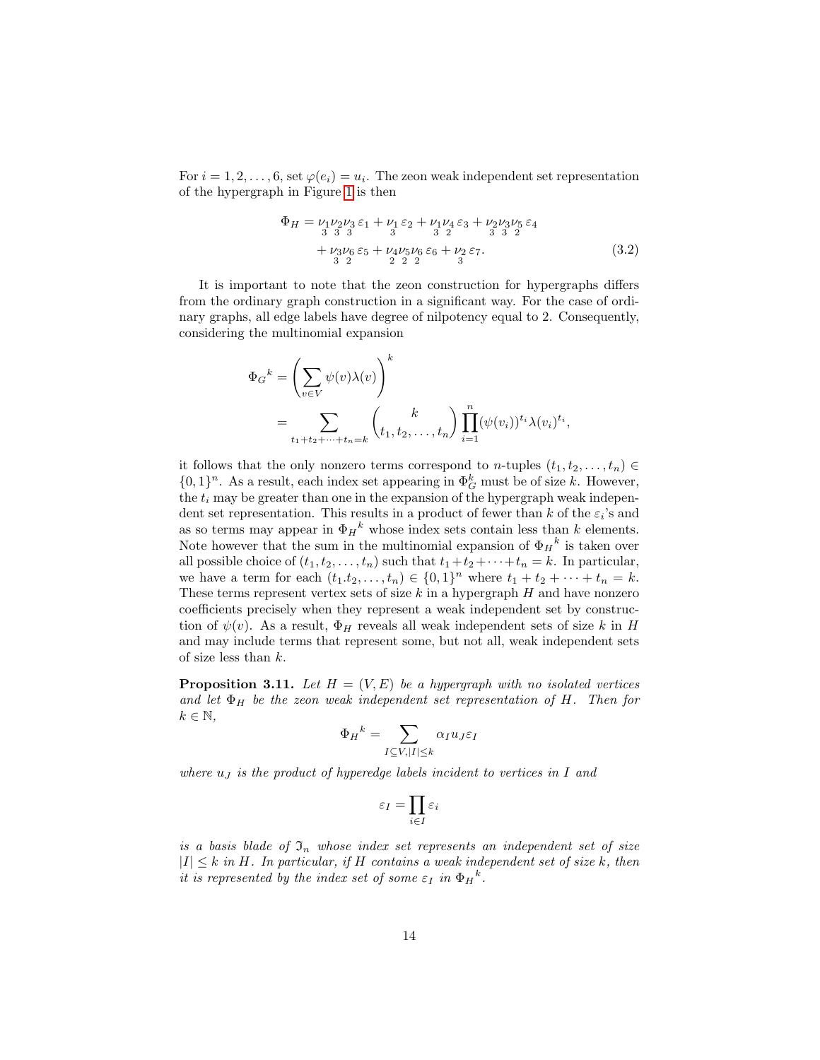For $i = 1, 2, \ldots, 6$, set $\varphi(e_i) = u_i$. The zeon weak independent set representation of the hypergraph in Figure 1 is then

$$\begin{aligned}
\Phi_H = &\underset{3}{\nu_1}\underset{3}{\nu_2}\underset{3}{\nu_3}\,\varepsilon_1 + \underset{3}{\nu_1}\,\varepsilon_2 + \underset{3}{\nu_1}\underset{2}{\nu_4}\,\varepsilon_3 + \underset{3}{\nu_2}\underset{3}{\nu_3}\underset{2}{\nu_5}\,\varepsilon_4 \\
&+ \underset{3}{\nu_3}\underset{2}{\nu_6}\,\varepsilon_5 + \underset{2}{\nu_4}\underset{2}{\nu_5}\underset{2}{\nu_6}\,\varepsilon_6 + \underset{3}{\nu_2}\,\varepsilon_7.
\end{aligned} \tag{3.2}$$

It is important to note that the zeon construction for hypergraphs differs from the ordinary graph construction in a significant way. For the case of ordinary graphs, all edge labels have degree of nilpotency equal to 2. Consequently, considering the multinomial expansion

$$\begin{aligned}
{\Phi_G}^k &= \left(\sum_{v\in V} \psi(v)\lambda(v)\right)^k \\
&= \sum_{t_1+t_2+\cdots+t_n=k} \binom{k}{t_1, t_2, \ldots, t_n} \prod_{i=1}^{n} (\psi(v_i))^{t_i} \lambda(v_i)^{t_i},
\end{aligned}$$

it follows that the only nonzero terms correspond to $n$-tuples $(t_1, t_2, \ldots, t_n) \in \{0,1\}^n$. As a result, each index set appearing in $\Phi_G^k$ must be of size $k$. However, the $t_i$ may be greater than one in the expansion of the hypergraph weak independent set representation. This results in a product of fewer than $k$ of the $\varepsilon_i$'s and as so terms may appear in ${\Phi_H}^k$ whose index sets contain less than $k$ elements. Note however that the sum in the multinomial expansion of ${\Phi_H}^k$ is taken over all possible choice of $(t_1, t_2, \ldots, t_n)$ such that $t_1 + t_2 + \cdots + t_n = k$. In particular, we have a term for each $(t_1.t_2, \ldots, t_n) \in \{0,1\}^n$ where $t_1 + t_2 + \cdots + t_n = k$. These terms represent vertex sets of size $k$ in a hypergraph $H$ and have nonzero coefficients precisely when they represent a weak independent set by construction of $\psi(v)$. As a result, $\Phi_H$ reveals all weak independent sets of size $k$ in $H$ and may include terms that represent some, but not all, weak independent sets of size less than $k$.

**Proposition 3.11.** *Let $H = (V, E)$ be a hypergraph with no isolated vertices and let $\Phi_H$ be the zeon weak independent set representation of $H$. Then for $k \in \mathbb{N}$,*

$${\Phi_H}^k = \sum_{I\subseteq V, |I|\leq k} \alpha_I u_J \varepsilon_I$$

*where $u_J$ is the product of hyperedge labels incident to vertices in $I$ and*

$$\varepsilon_I = \prod_{i\in I} \varepsilon_i$$

*is a basis blade of $\mathfrak{I}_n$ whose index set represents an independent set of size $|I| \leq k$ in $H$. In particular, if $H$ contains a weak independent set of size $k$, then it is represented by the index set of some $\varepsilon_I$ in ${\Phi_H}^k$.*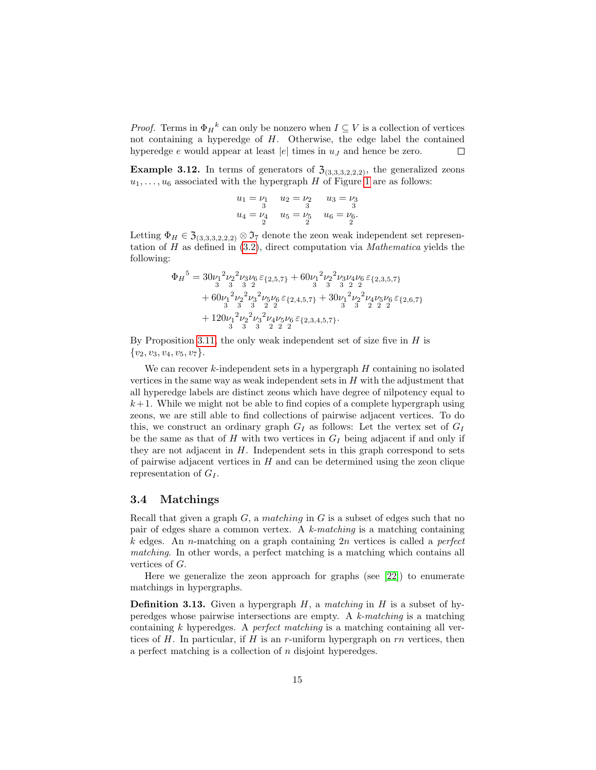*Proof.* Terms in ${\Phi_H}^k$ can only be nonzero when $I \subseteq V$ is a collection of vertices not containing a hyperedge of $H$. Otherwise, the edge label the contained hyperedge $e$ would appear at least $|e|$ times in $u_J$ and hence be zero. $\square$

**Example 3.12.** In terms of generators of $\mathfrak{Z}_{(3,3,3,2,2,2)}$, the generalized zeons $u_1, \ldots, u_6$ associated with the hypergraph $H$ of Figure 1 are as follows:

$$u_1 = \underset{3}{\nu_1} \quad u_2 = \underset{3}{\nu_2} \quad u_3 = \underset{3}{\nu_3}$$
$$u_4 = \underset{2}{\nu_4} \quad u_5 = \underset{2}{\nu_5} \quad u_6 = \underset{2}{\nu_6}.$$

Letting $\Phi_H \in \mathfrak{Z}_{(3,3,3,2,2,2)} \otimes \mathfrak{I}_7$ denote the zeon weak independent set representation of $H$ as defined in (3.2), direct computation via *Mathematica* yields the following:

$$\begin{aligned}
{\Phi_H}^5 &= 30\underset{3}{\nu_1}^2\underset{3}{\nu_2}^2\underset{3}{\nu_3}\underset{2}{\nu_6}\,\varepsilon_{\{2,5,7\}} + 60\underset{3}{\nu_1}^2\underset{3}{\nu_2}^2\underset{3}{\nu_3}\underset{2}{\nu_4}\underset{2}{\nu_6}\,\varepsilon_{\{2,3,5,7\}} \\
&\quad + 60\underset{3}{\nu_1}^2\underset{3}{\nu_2}^2\underset{3}{\nu_3}^2\underset{2}{\nu_5}\underset{2}{\nu_6}\,\varepsilon_{\{2,4,5,7\}} + 30\underset{3}{\nu_1}^2\underset{3}{\nu_2}^2\underset{2}{\nu_4}\underset{2}{\nu_5}\underset{2}{\nu_6}\,\varepsilon_{\{2,6,7\}} \\
&\quad + 120\underset{3}{\nu_1}^2\underset{3}{\nu_2}^2\underset{3}{\nu_3}^2\underset{2}{\nu_4}\underset{2}{\nu_5}\underset{2}{\nu_6}\,\varepsilon_{\{2,3,4,5,7\}}.
\end{aligned}$$

By Proposition 3.11, the only weak independent set of size five in $H$ is $\{v_2, v_3, v_4, v_5, v_7\}$.

We can recover $k$-independent sets in a hypergraph $H$ containing no isolated vertices in the same way as weak independent sets in $H$ with the adjustment that all hyperedge labels are distinct zeons which have degree of nilpotency equal to $k+1$. While we might not be able to find copies of a complete hypergraph using zeons, we are still able to find collections of pairwise adjacent vertices. To do this, we construct an ordinary graph $G_I$ as follows: Let the vertex set of $G_I$ be the same as that of $H$ with two vertices in $G_I$ being adjacent if and only if they are not adjacent in $H$. Independent sets in this graph correspond to sets of pairwise adjacent vertices in $H$ and can be determined using the zeon clique representation of $G_I$.

### 3.4 Matchings

Recall that given a graph $G$, a *matching* in $G$ is a subset of edges such that no pair of edges share a common vertex. A *k-matching* is a matching containing $k$ edges. An $n$-matching on a graph containing $2n$ vertices is called a *perfect matching*. In other words, a perfect matching is a matching which contains all vertices of $G$.

Here we generalize the zeon approach for graphs (see [22]) to enumerate matchings in hypergraphs.

**Definition 3.13.** Given a hypergraph $H$, a *matching* in $H$ is a subset of hyperedges whose pairwise intersections are empty. A *k-matching* is a matching containing $k$ hyperedges. A *perfect matching* is a matching containing all vertices of $H$. In particular, if $H$ is an $r$-uniform hypergraph on $rn$ vertices, then a perfect matching is a collection of $n$ disjoint hyperedges.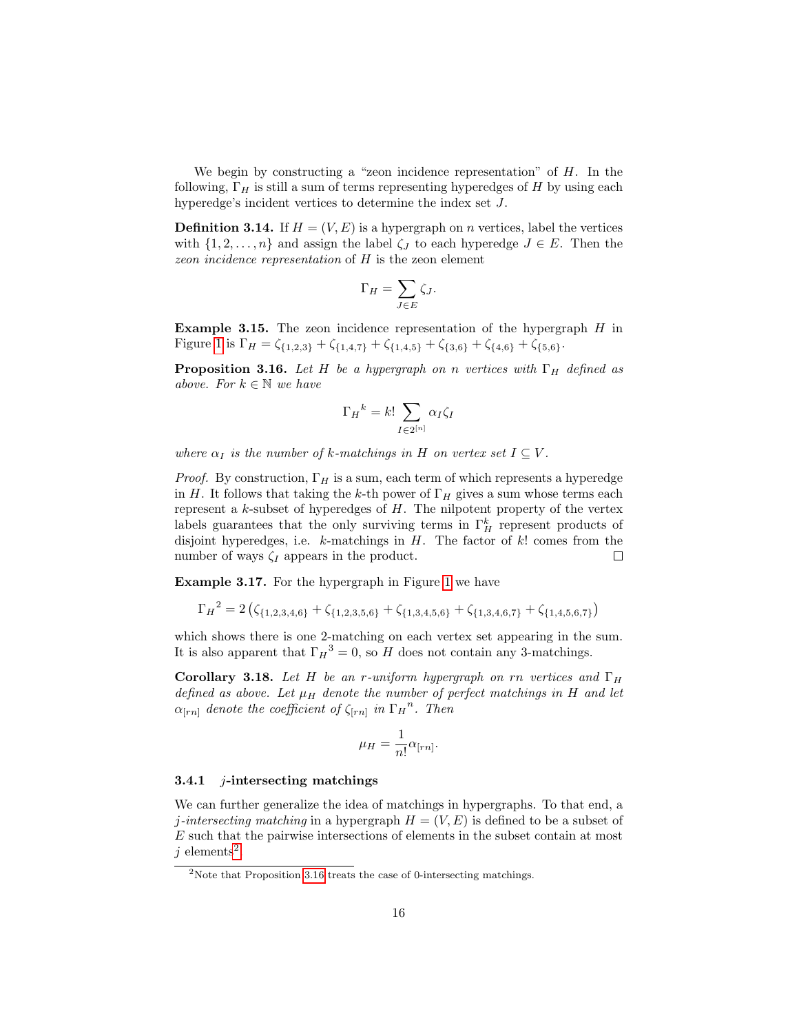We begin by constructing a "zeon incidence representation" of $H$. In the following, $\Gamma_H$ is still a sum of terms representing hyperedges of $H$ by using each hyperedge's incident vertices to determine the index set $J$.

**Definition 3.14.** If $H = (V, E)$ is a hypergraph on $n$ vertices, label the vertices with $\{1, 2, \ldots, n\}$ and assign the label $\zeta_J$ to each hyperedge $J \in E$. Then the *zeon incidence representation* of $H$ is the zeon element

$$\Gamma_H = \sum_{J \in E} \zeta_J.$$

**Example 3.15.** The zeon incidence representation of the hypergraph $H$ in Figure 1 is $\Gamma_H = \zeta_{\{1,2,3\}} + \zeta_{\{1,4,7\}} + \zeta_{\{1,4,5\}} + \zeta_{\{3,6\}} + \zeta_{\{4,6\}} + \zeta_{\{5,6\}}$.

**Proposition 3.16.** *Let $H$ be a hypergraph on $n$ vertices with $\Gamma_H$ defined as above. For $k \in \mathbb{N}$ we have*

$${\Gamma_H}^k = k! \sum_{I \in 2^{[n]}} \alpha_I \zeta_I$$

*where $\alpha_I$ is the number of $k$-matchings in $H$ on vertex set $I \subseteq V$.*

*Proof.* By construction, $\Gamma_H$ is a sum, each term of which represents a hyperedge in $H$. It follows that taking the $k$-th power of $\Gamma_H$ gives a sum whose terms each represent a $k$-subset of hyperedges of $H$. The nilpotent property of the vertex labels guarantees that the only surviving terms in $\Gamma_H^k$ represent products of disjoint hyperedges, i.e. $k$-matchings in $H$. The factor of $k!$ comes from the number of ways $\zeta_I$ appears in the product. □

**Example 3.17.** For the hypergraph in Figure 1 we have

$${\Gamma_H}^2 = 2\left(\zeta_{\{1,2,3,4,6\}} + \zeta_{\{1,2,3,5,6\}} + \zeta_{\{1,3,4,5,6\}} + \zeta_{\{1,3,4,6,7\}} + \zeta_{\{1,4,5,6,7\}}\right)$$

which shows there is one 2-matching on each vertex set appearing in the sum. It is also apparent that ${\Gamma_H}^3 = 0$, so $H$ does not contain any 3-matchings.

**Corollary 3.18.** *Let $H$ be an $r$-uniform hypergraph on $rn$ vertices and $\Gamma_H$ defined as above. Let $\mu_H$ denote the number of perfect matchings in $H$ and let $\alpha_{[rn]}$ denote the coefficient of $\zeta_{[rn]}$ in ${\Gamma_H}^n$. Then*

$$\mu_H = \frac{1}{n!}\alpha_{[rn]}.$$

### 3.4.1 $j$-intersecting matchings

We can further generalize the idea of matchings in hypergraphs. To that end, a *$j$-intersecting matching* in a hypergraph $H = (V, E)$ is defined to be a subset of $E$ such that the pairwise intersections of elements in the subset contain at most $j$ elements[2].

[2] Note that Proposition 3.16 treats the case of 0-intersecting matchings.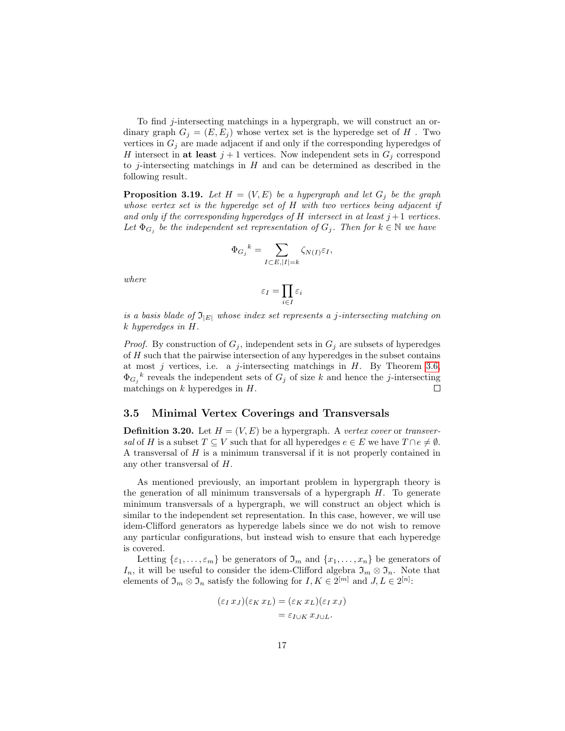To find $j$-intersecting matchings in a hypergraph, we will construct an ordinary graph $G_j = (E, E_j)$ whose vertex set is the hyperedge set of $H$ . Two vertices in $G_j$ are made adjacent if and only if the corresponding hyperedges of $H$ intersect in **at least** $j+1$ vertices. Now independent sets in $G_j$ correspond to $j$-intersecting matchings in $H$ and can be determined as described in the following result.

**Proposition 3.19.** *Let $H = (V, E)$ be a hypergraph and let $G_j$ be the graph whose vertex set is the hyperedge set of $H$ with two vertices being adjacent if and only if the corresponding hyperedges of $H$ intersect in at least $j+1$ vertices. Let $\Phi_{G_j}$ be the independent set representation of $G_j$. Then for $k \in \mathbb{N}$ we have*

$$\Phi_{G_j}{}^k = \sum_{I \subset E, |I|=k} \zeta_{N(I)} \varepsilon_I,$$

*where*

$$\varepsilon_I = \prod_{i \in I} \varepsilon_i$$

*is a basis blade of $\mathfrak{I}_{|E|}$ whose index set represents a $j$-intersecting matching on $k$ hyperedges in $H$.*

*Proof.* By construction of $G_j$, independent sets in $G_j$ are subsets of hyperedges of $H$ such that the pairwise intersection of any hyperedges in the subset contains at most $j$ vertices, i.e. a $j$-intersecting matchings in $H$. By Theorem 3.6, $\Phi_{G_j}{}^k$ reveals the independent sets of $G_j$ of size $k$ and hence the $j$-intersecting matchings on $k$ hyperedges in $H$. □

## 3.5 Minimal Vertex Coverings and Transversals

**Definition 3.20.** Let $H = (V, E)$ be a hypergraph. A *vertex cover* or *transversal* of $H$ is a subset $T \subseteq V$ such that for all hyperedges $e \in E$ we have $T \cap e \neq \emptyset$. A transversal of $H$ is a minimum transversal if it is not properly contained in any other transversal of $H$.

As mentioned previously, an important problem in hypergraph theory is the generation of all minimum transversals of a hypergraph $H$. To generate minimum transversals of a hypergraph, we will construct an object which is similar to the independent set representation. In this case, however, we will use idem-Clifford generators as hyperedge labels since we do not wish to remove any particular configurations, but instead wish to ensure that each hyperedge is covered.

Letting $\{\varepsilon_1, \ldots, \varepsilon_m\}$ be generators of $\mathfrak{I}_m$ and $\{x_1, \ldots, x_n\}$ be generators of $I_n$, it will be useful to consider the idem-Clifford algebra $\mathfrak{I}_m \otimes \mathfrak{I}_n$. Note that elements of $\mathfrak{I}_m \otimes \mathfrak{I}_n$ satisfy the following for $I, K \in 2^{[m]}$ and $J, L \in 2^{[n]}$:

$$\begin{aligned}
(\varepsilon_I \, x_J)(\varepsilon_K \, x_L) &= (\varepsilon_K \, x_L)(\varepsilon_I \, x_J) \\
&= \varepsilon_{I \cup K} \, x_{J \cup L}.
\end{aligned}$$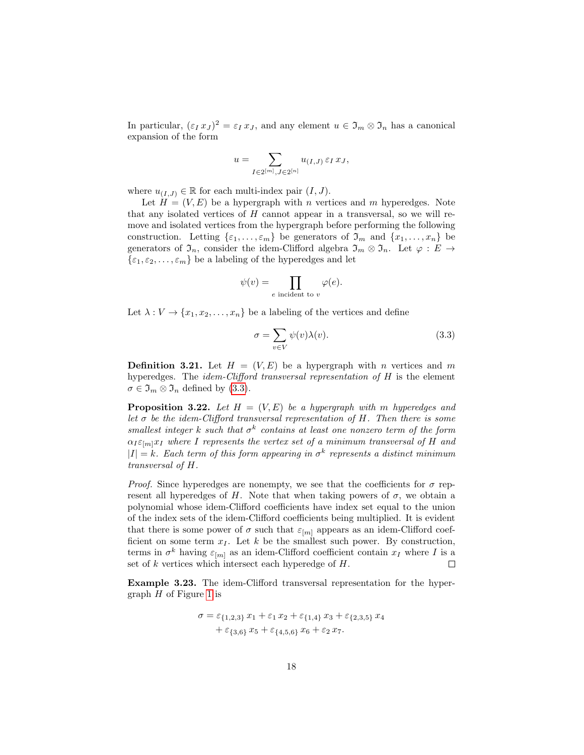In particular, $(\varepsilon_I\, x_J)^2 = \varepsilon_I\, x_J$, and any element $u \in \mathfrak{I}_m \otimes \mathfrak{I}_n$ has a canonical expansion of the form

$$u = \sum_{I \in 2^{[m]}, J \in 2^{[n]}} u_{(I,J)}\, \varepsilon_I\, x_J,$$

where $u_{(I,J)} \in \mathbb{R}$ for each multi-index pair $(I, J)$.

Let $H = (V, E)$ be a hypergraph with $n$ vertices and $m$ hyperedges. Note that any isolated vertices of $H$ cannot appear in a transversal, so we will remove and isolated vertices from the hypergraph before performing the following construction. Letting $\{\varepsilon_1, \ldots, \varepsilon_m\}$ be generators of $\mathfrak{I}_m$ and $\{x_1, \ldots, x_n\}$ be generators of $\mathfrak{I}_n$, consider the idem-Clifford algebra $\mathfrak{I}_m \otimes \mathfrak{I}_n$. Let $\varphi : E \to \{\varepsilon_1, \varepsilon_2, \ldots, \varepsilon_m\}$ be a labeling of the hyperedges and let

$$\psi(v) = \prod_{e \text{ incident to } v} \varphi(e).$$

Let $\lambda : V \to \{x_1, x_2, \ldots, x_n\}$ be a labeling of the vertices and define

$$\sigma = \sum_{v \in V} \psi(v)\lambda(v). \tag{3.3}$$

**Definition 3.21.** Let $H = (V, E)$ be a hypergraph with $n$ vertices and $m$ hyperedges. The *idem-Clifford transversal representation of* $H$ is the element $\sigma \in \mathfrak{I}_m \otimes \mathfrak{I}_n$ defined by (3.3).

**Proposition 3.22.** *Let $H = (V, E)$ be a hypergraph with $m$ hyperedges and let $\sigma$ be the idem-Clifford transversal representation of $H$. Then there is some smallest integer $k$ such that $\sigma^k$ contains at least one nonzero term of the form $\alpha_I \varepsilon_{[m]} x_I$ where $I$ represents the vertex set of a minimum transversal of $H$ and $|I| = k$. Each term of this form appearing in $\sigma^k$ represents a distinct minimum transversal of $H$.*

*Proof.* Since hyperedges are nonempty, we see that the coefficients for $\sigma$ represent all hyperedges of $H$. Note that when taking powers of $\sigma$, we obtain a polynomial whose idem-Clifford coefficients have index set equal to the union of the index sets of the idem-Clifford coefficients being multiplied. It is evident that there is some power of $\sigma$ such that $\varepsilon_{[m]}$ appears as an idem-Clifford coefficient on some term $x_I$. Let $k$ be the smallest such power. By construction, terms in $\sigma^k$ having $\varepsilon_{[m]}$ as an idem-Clifford coefficient contain $x_I$ where $I$ is a set of $k$ vertices which intersect each hyperedge of $H$. $\square$

**Example 3.23.** The idem-Clifford transversal representation for the hypergraph $H$ of Figure 1 is

$$\begin{aligned}\sigma = \varepsilon_{\{1,2,3\}}\, x_1 + \varepsilon_1\, x_2 + \varepsilon_{\{1,4\}}\, x_3 + \varepsilon_{\{2,3,5\}}\, x_4 \\ + \varepsilon_{\{3,6\}}\, x_5 + \varepsilon_{\{4,5,6\}}\, x_6 + \varepsilon_2\, x_7.\end{aligned}$$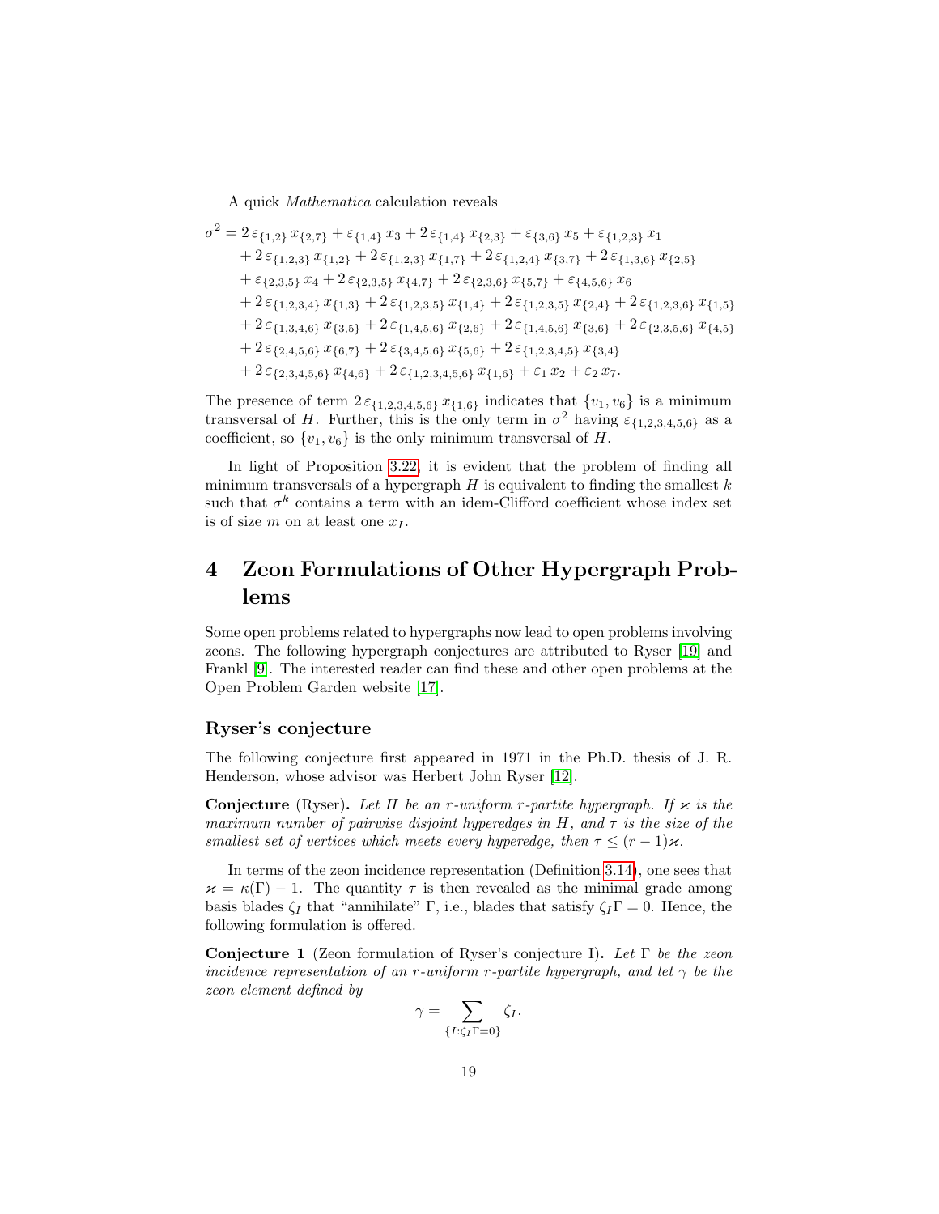A quick *Mathematica* calculation reveals

$$
\begin{aligned}
\sigma^2 = {} & 2\,\varepsilon_{\{1,2\}}\,x_{\{2,7\}} + \varepsilon_{\{1,4\}}\,x_3 + 2\,\varepsilon_{\{1,4\}}\,x_{\{2,3\}} + \varepsilon_{\{3,6\}}\,x_5 + \varepsilon_{\{1,2,3\}}\,x_1 \\
& + 2\,\varepsilon_{\{1,2,3\}}\,x_{\{1,2\}} + 2\,\varepsilon_{\{1,2,3\}}\,x_{\{1,7\}} + 2\,\varepsilon_{\{1,2,4\}}\,x_{\{3,7\}} + 2\,\varepsilon_{\{1,3,6\}}\,x_{\{2,5\}} \\
& + \varepsilon_{\{2,3,5\}}\,x_4 + 2\,\varepsilon_{\{2,3,5\}}\,x_{\{4,7\}} + 2\,\varepsilon_{\{2,3,6\}}\,x_{\{5,7\}} + \varepsilon_{\{4,5,6\}}\,x_6 \\
& + 2\,\varepsilon_{\{1,2,3,4\}}\,x_{\{1,3\}} + 2\,\varepsilon_{\{1,2,3,5\}}\,x_{\{1,4\}} + 2\,\varepsilon_{\{1,2,3,5\}}\,x_{\{2,4\}} + 2\,\varepsilon_{\{1,2,3,6\}}\,x_{\{1,5\}} \\
& + 2\,\varepsilon_{\{1,3,4,6\}}\,x_{\{3,5\}} + 2\,\varepsilon_{\{1,4,5,6\}}\,x_{\{2,6\}} + 2\,\varepsilon_{\{1,4,5,6\}}\,x_{\{3,6\}} + 2\,\varepsilon_{\{2,3,5,6\}}\,x_{\{4,5\}} \\
& + 2\,\varepsilon_{\{2,4,5,6\}}\,x_{\{6,7\}} + 2\,\varepsilon_{\{3,4,5,6\}}\,x_{\{5,6\}} + 2\,\varepsilon_{\{1,2,3,4,5\}}\,x_{\{3,4\}} \\
& + 2\,\varepsilon_{\{2,3,4,5,6\}}\,x_{\{4,6\}} + 2\,\varepsilon_{\{1,2,3,4,5,6\}}\,x_{\{1,6\}} + \varepsilon_1\,x_2 + \varepsilon_2\,x_7.
\end{aligned}
$$

The presence of term $2\,\varepsilon_{\{1,2,3,4,5,6\}}\,x_{\{1,6\}}$ indicates that $\{v_1, v_6\}$ is a minimum transversal of $H$. Further, this is the only term in $\sigma^2$ having $\varepsilon_{\{1,2,3,4,5,6\}}$ as a coefficient, so $\{v_1, v_6\}$ is the only minimum transversal of $H$.

In light of Proposition 3.22, it is evident that the problem of finding all minimum transversals of a hypergraph $H$ is equivalent to finding the smallest $k$ such that $\sigma^k$ contains a term with an idem-Clifford coefficient whose index set is of size $m$ on at least one $x_I$.

# 4 Zeon Formulations of Other Hypergraph Problems

Some open problems related to hypergraphs now lead to open problems involving zeons. The following hypergraph conjectures are attributed to Ryser [19] and Frankl [9]. The interested reader can find these and other open problems at the Open Problem Garden website [17].

### Ryser's conjecture

The following conjecture first appeared in 1971 in the Ph.D. thesis of J. R. Henderson, whose advisor was Herbert John Ryser [12].

**Conjecture** (Ryser)**.** *Let $H$ be an $r$-uniform $r$-partite hypergraph. If $\varkappa$ is the maximum number of pairwise disjoint hyperedges in $H$, and $\tau$ is the size of the smallest set of vertices which meets every hyperedge, then $\tau \leq (r-1)\varkappa$.*

In terms of the zeon incidence representation (Definition 3.14), one sees that $\varkappa = \kappa(\Gamma) - 1$. The quantity $\tau$ is then revealed as the minimal grade among basis blades $\zeta_I$ that "annihilate" $\Gamma$, i.e., blades that satisfy $\zeta_I\Gamma = 0$. Hence, the following formulation is offered.

**Conjecture 1** (Zeon formulation of Ryser's conjecture I)**.** *Let $\Gamma$ be the zeon incidence representation of an $r$-uniform $r$-partite hypergraph, and let $\gamma$ be the zeon element defined by*

$$\gamma = \sum_{\{I:\zeta_I\Gamma=0\}} \zeta_I.$$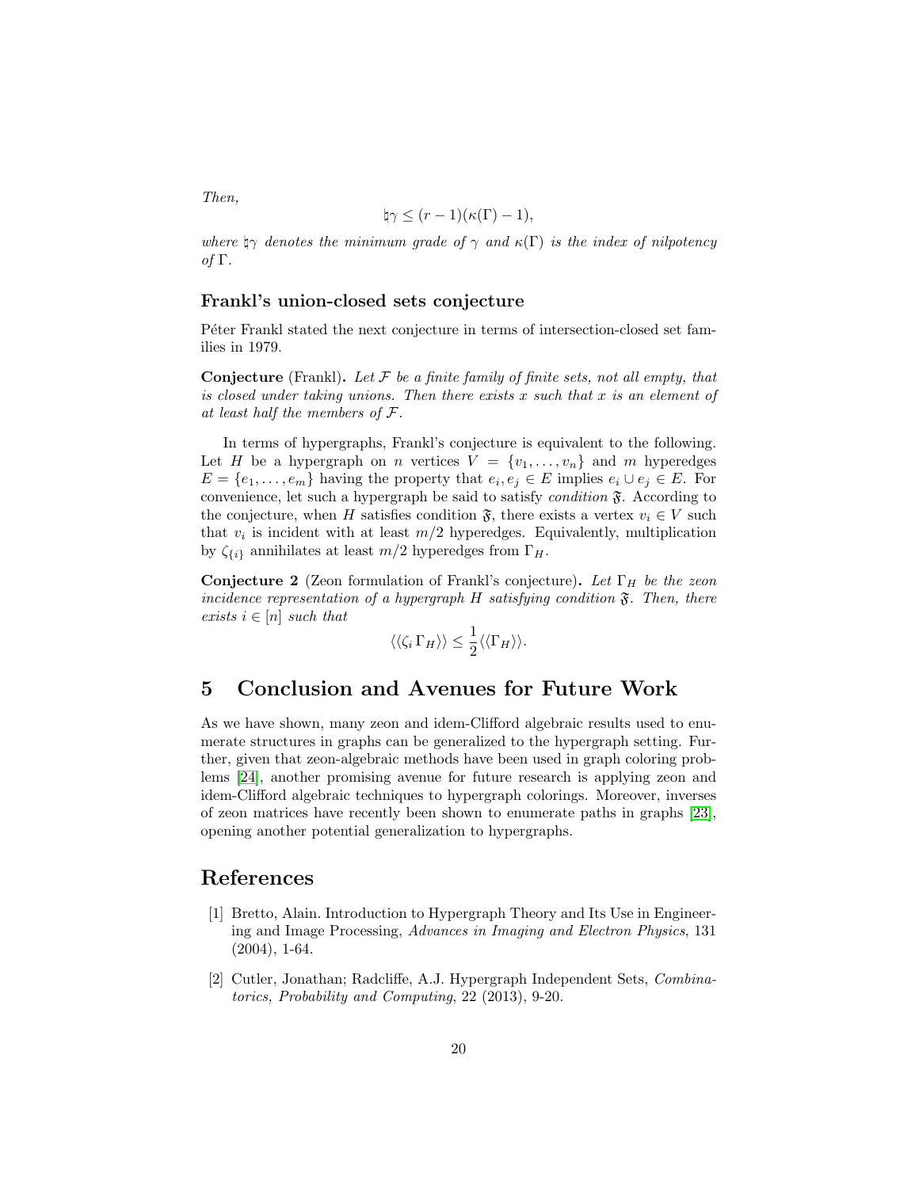*Then,*

$$\natural\gamma \leq (r-1)(\kappa(\Gamma)-1),$$

*where* $\natural\gamma$ *denotes the minimum grade of* $\gamma$ *and* $\kappa(\Gamma)$ *is the index of nilpotency of* $\Gamma$.

### Frankl's union-closed sets conjecture

Péter Frankl stated the next conjecture in terms of intersection-closed set families in 1979.

**Conjecture** (Frankl). *Let* $\mathcal{F}$ *be a finite family of finite sets, not all empty, that is closed under taking unions. Then there exists* $x$ *such that* $x$ *is an element of at least half the members of* $\mathcal{F}$.

In terms of hypergraphs, Frankl's conjecture is equivalent to the following. Let $H$ be a hypergraph on $n$ vertices $V = \{v_1, \ldots, v_n\}$ and $m$ hyperedges $E = \{e_1, \ldots, e_m\}$ having the property that $e_i, e_j \in E$ implies $e_i \cup e_j \in E$. For convenience, let such a hypergraph be said to satisfy *condition* $\mathfrak{F}$. According to the conjecture, when $H$ satisfies condition $\mathfrak{F}$, there exists a vertex $v_i \in V$ such that $v_i$ is incident with at least $m/2$ hyperedges. Equivalently, multiplication by $\zeta_{\{i\}}$ annihilates at least $m/2$ hyperedges from $\Gamma_H$.

**Conjecture 2** (Zeon formulation of Frankl's conjecture). *Let* $\Gamma_H$ *be the zeon incidence representation of a hypergraph* $H$ *satisfying condition* $\mathfrak{F}$. *Then, there exists* $i \in [n]$ *such that*

$$\langle\langle \zeta_i \, \Gamma_H \rangle\rangle \leq \frac{1}{2} \langle\langle \Gamma_H \rangle\rangle.$$

## 5 Conclusion and Avenues for Future Work

As we have shown, many zeon and idem-Clifford algebraic results used to enumerate structures in graphs can be generalized to the hypergraph setting. Further, given that zeon-algebraic methods have been used in graph coloring problems [24], another promising avenue for future research is applying zeon and idem-Clifford algebraic techniques to hypergraph colorings. Moreover, inverses of zeon matrices have recently been shown to enumerate paths in graphs [23], opening another potential generalization to hypergraphs.

## References

[1] Bretto, Alain. Introduction to Hypergraph Theory and Its Use in Engineering and Image Processing, *Advances in Imaging and Electron Physics*, 131 (2004), 1-64.

[2] Cutler, Jonathan; Radcliffe, A.J. Hypergraph Independent Sets, *Combinatorics, Probability and Computing*, 22 (2013), 9-20.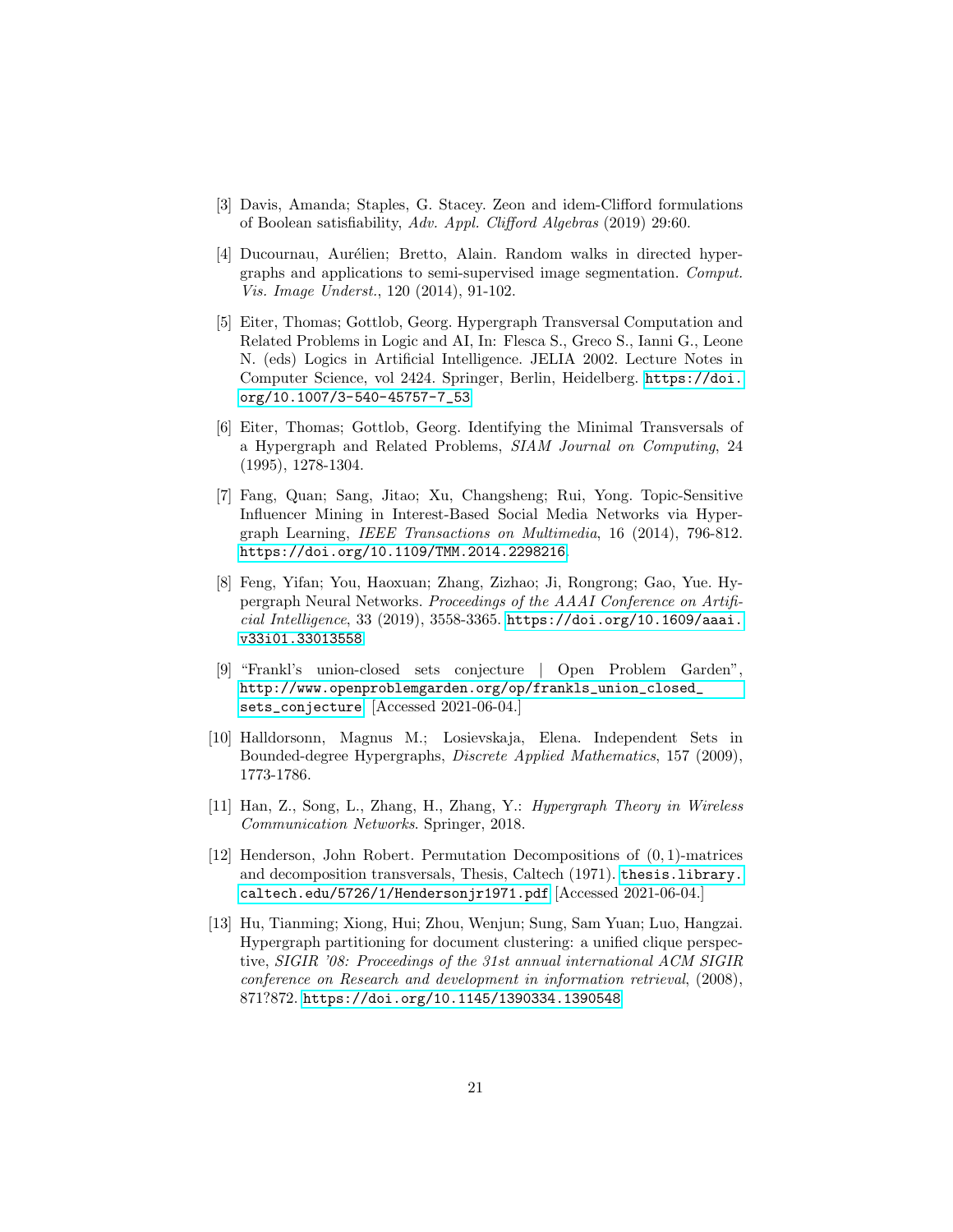[3] Davis, Amanda; Staples, G. Stacey. Zeon and idem-Clifford formulations of Boolean satisfiability, *Adv. Appl. Clifford Algebras* (2019) 29:60.

[4] Ducournau, Aurélien; Bretto, Alain. Random walks in directed hypergraphs and applications to semi-supervised image segmentation. *Comput. Vis. Image Underst.*, 120 (2014), 91-102.

[5] Eiter, Thomas; Gottlob, Georg. Hypergraph Transversal Computation and Related Problems in Logic and AI, In: Flesca S., Greco S., Ianni G., Leone N. (eds) Logics in Artificial Intelligence. JELIA 2002. Lecture Notes in Computer Science, vol 2424. Springer, Berlin, Heidelberg. `https://doi.org/10.1007/3-540-45757-7_53`

[6] Eiter, Thomas; Gottlob, Georg. Identifying the Minimal Transversals of a Hypergraph and Related Problems, *SIAM Journal on Computing*, 24 (1995), 1278-1304.

[7] Fang, Quan; Sang, Jitao; Xu, Changsheng; Rui, Yong. Topic-Sensitive Influencer Mining in Interest-Based Social Media Networks via Hypergraph Learning, *IEEE Transactions on Multimedia*, 16 (2014), 796-812. `https://doi.org/10.1109/TMM.2014.2298216`.

[8] Feng, Yifan; You, Haoxuan; Zhang, Zizhao; Ji, Rongrong; Gao, Yue. Hypergraph Neural Networks. *Proceedings of the AAAI Conference on Artificial Intelligence*, 33 (2019), 3558-3365. `https://doi.org/10.1609/aaai.v33i01.33013558`

[9] "Frankl's union-closed sets conjecture | Open Problem Garden", `http://www.openproblemgarden.org/op/frankls_union_closed_sets_conjecture`. [Accessed 2021-06-04.]

[10] Halldorsonn, Magnus M.; Losievskaja, Elena. Independent Sets in Bounded-degree Hypergraphs, *Discrete Applied Mathematics*, 157 (2009), 1773-1786.

[11] Han, Z., Song, L., Zhang, H., Zhang, Y.: *Hypergraph Theory in Wireless Communication Networks*. Springer, 2018.

[12] Henderson, John Robert. Permutation Decompositions of $(0, 1)$-matrices and decomposition transversals, Thesis, Caltech (1971). `thesis.library.caltech.edu/5726/1/Hendersonjr1971.pdf` [Accessed 2021-06-04.]

[13] Hu, Tianming; Xiong, Hui; Zhou, Wenjun; Sung, Sam Yuan; Luo, Hangzai. Hypergraph partitioning for document clustering: a unified clique perspective, *SIGIR '08: Proceedings of the 31st annual international ACM SIGIR conference on Research and development in information retrieval*, (2008), 871?872. `https://doi.org/10.1145/1390334.1390548`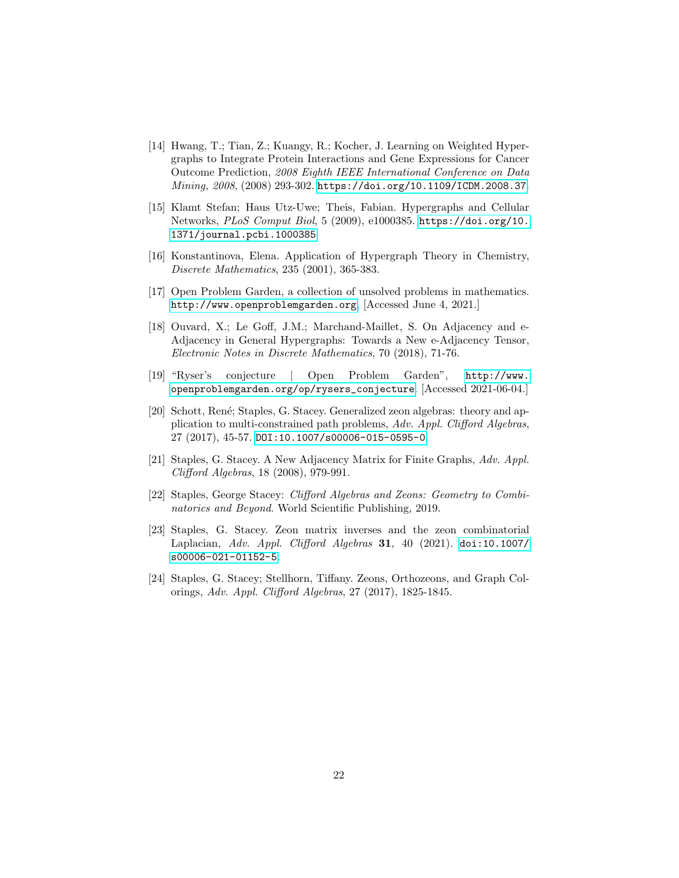[14] Hwang, T.; Tian, Z.; Kuangy, R.; Kocher, J. Learning on Weighted Hypergraphs to Integrate Protein Interactions and Gene Expressions for Cancer Outcome Prediction, *2008 Eighth IEEE International Conference on Data Mining, 2008*, (2008) 293-302. https://doi.org/10.1109/ICDM.2008.37.

[15] Klamt Stefan; Haus Utz-Uwe; Theis, Fabian. Hypergraphs and Cellular Networks, *PLoS Comput Biol*, 5 (2009), e1000385. https://doi.org/10.1371/journal.pcbi.1000385

[16] Konstantinova, Elena. Application of Hypergraph Theory in Chemistry, *Discrete Mathematics*, 235 (2001), 365-383.

[17] Open Problem Garden, a collection of unsolved problems in mathematics. http://www.openproblemgarden.org, [Accessed June 4, 2021.]

[18] Ouvard, X.; Le Goff, J.M.; Marchand-Maillet, S. On Adjacency and e-Adjacency in General Hypergraphs: Towards a New e-Adjacency Tensor, *Electronic Notes in Discrete Mathematics*, 70 (2018), 71-76.

[19] "Ryser's conjecture | Open Problem Garden", http://www.openproblemgarden.org/op/rysers_conjecture. [Accessed 2021-06-04.]

[20] Schott, René; Staples, G. Stacey. Generalized zeon algebras: theory and application to multi-constrained path problems, *Adv. Appl. Clifford Algebras*, 27 (2017), 45-57. DOI:10.1007/s00006-015-0595-0.

[21] Staples, G. Stacey. A New Adjacency Matrix for Finite Graphs, *Adv. Appl. Clifford Algebras*, 18 (2008), 979-991.

[22] Staples, George Stacey: *Clifford Algebras and Zeons: Geometry to Combinatorics and Beyond*. World Scientific Publishing, 2019.

[23] Staples, G. Stacey. Zeon matrix inverses and the zeon combinatorial Laplacian, *Adv. Appl. Clifford Algebras* **31**, 40 (2021). doi:10.1007/s00006-021-01152-5.

[24] Staples, G. Stacey; Stellhorn, Tiffany. Zeons, Orthozeons, and Graph Colorings, *Adv. Appl. Clifford Algebras*, 27 (2017), 1825-1845.